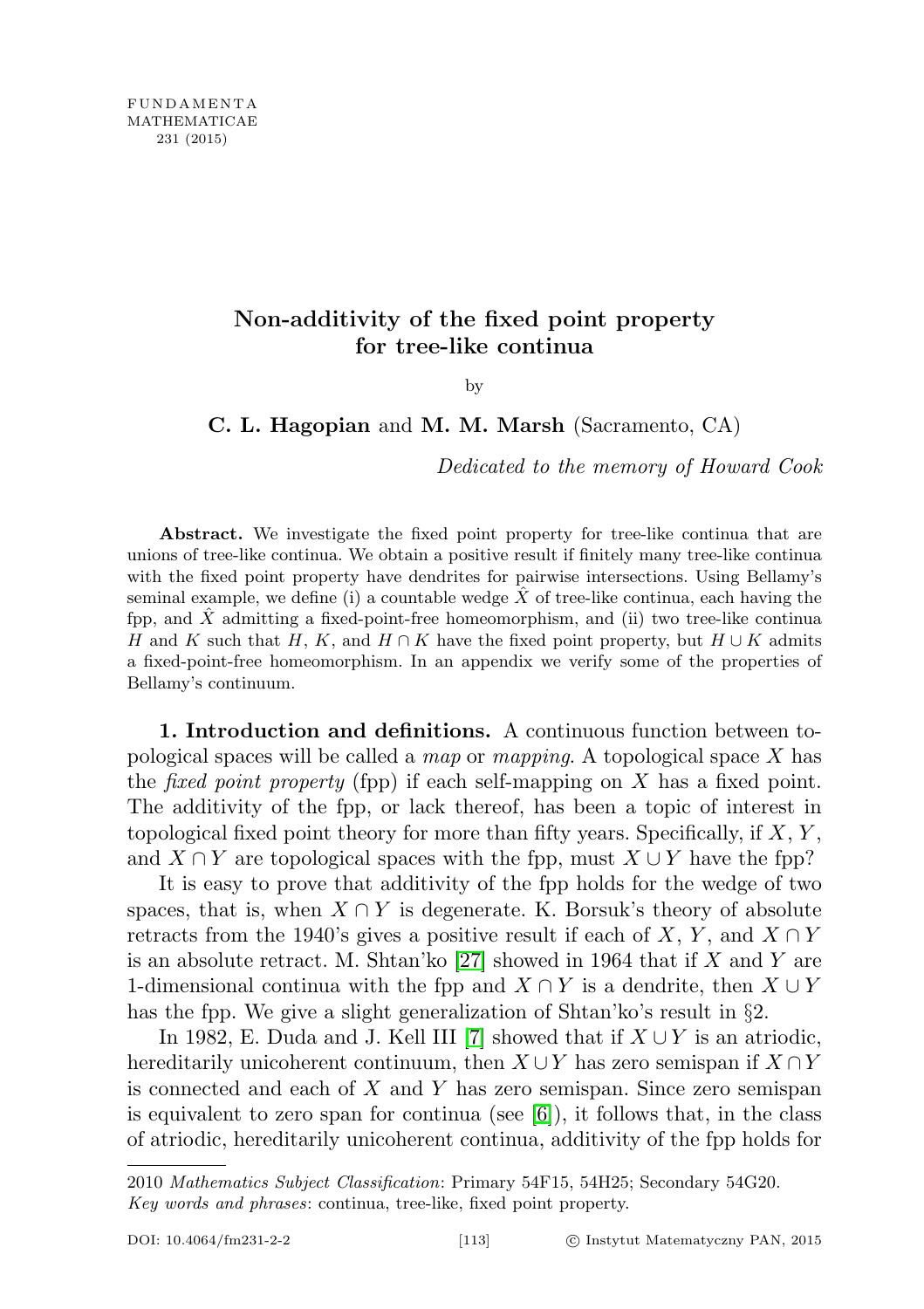# Non-additivity of the fixed point property for tree-like continua

by

**C. L. Hagopian** and **M. M. Marsh** (Sacramento, CA)

*Dedicated to the memory of Howard Cook*

**Abstract.** We investigate the fixed point property for tree-like continua that are unions of tree-like continua. We obtain a positive result if finitely many tree-like continua with the fixed point property have dendrites for pairwise intersections. Using Bellamy's seminal example, we define (i) a countable wedge $\hat{X}$ of tree-like continua, each having the fpp, and $\hat{X}$ admitting a fixed-point-free homeomorphism, and (ii) two tree-like continua $H$ and $K$ such that $H$, $K$, and $H \cap K$ have the fixed point property, but $H \cup K$ admits a fixed-point-free homeomorphism. In an appendix we verify some of the properties of Bellamy's continuum.

## 1. Introduction and definitions.

A continuous function between topological spaces will be called a *map* or *mapping*. A topological space $X$ has the *fixed point property* (fpp) if each self-mapping on $X$ has a fixed point. The additivity of the fpp, or lack thereof, has been a topic of interest in topological fixed point theory for more than fifty years. Specifically, if $X$, $Y$, and $X \cap Y$ are topological spaces with the fpp, must $X \cup Y$ have the fpp?

It is easy to prove that additivity of the fpp holds for the wedge of two spaces, that is, when $X \cap Y$ is degenerate. K. Borsuk's theory of absolute retracts from the 1940's gives a positive result if each of $X$, $Y$, and $X \cap Y$ is an absolute retract. M. Shtan'ko [27] showed in 1964 that if $X$ and $Y$ are 1-dimensional continua with the fpp and $X \cap Y$ is a dendrite, then $X \cup Y$ has the fpp. We give a slight generalization of Shtan'ko's result in §2.

In 1982, E. Duda and J. Kell III [7] showed that if $X \cup Y$ is an atriodic, hereditarily unicoherent continuum, then $X \cup Y$ has zero semispan if $X \cap Y$ is connected and each of $X$ and $Y$ has zero semispan. Since zero semispan is equivalent to zero span for continua (see [6]), it follows that, in the class of atriodic, hereditarily unicoherent continua, additivity of the fpp holds for

---

2010 *Mathematics Subject Classification*: Primary 54F15, 54H25; Secondary 54G20.
*Key words and phrases*: continua, tree-like, fixed point property.

DOI: 10.4064/fm231-2-2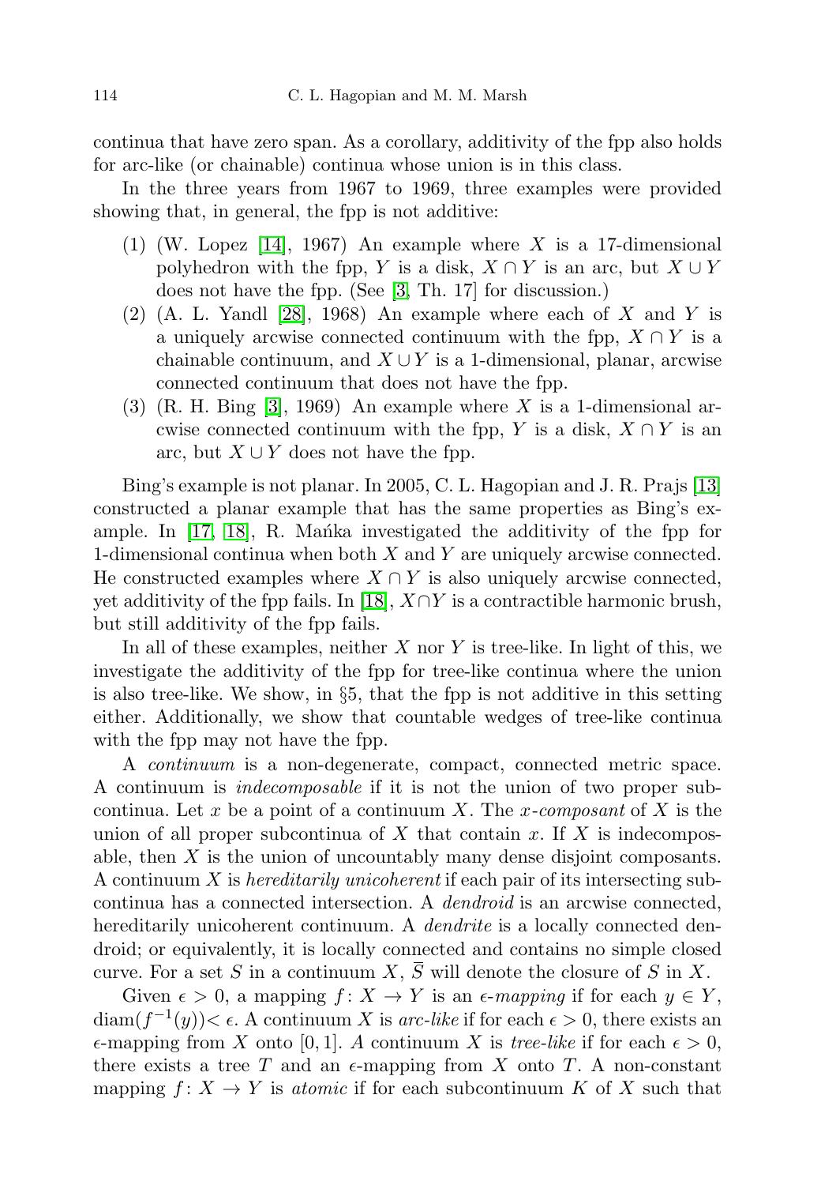continua that have zero span. As a corollary, additivity of the fpp also holds for arc-like (or chainable) continua whose union is in this class.

In the three years from 1967 to 1969, three examples were provided showing that, in general, the fpp is not additive:

(1) (W. Lopez [14], 1967) An example where $X$ is a 17-dimensional polyhedron with the fpp, $Y$ is a disk, $X \cap Y$ is an arc, but $X \cup Y$ does not have the fpp. (See [3, Th. 17] for discussion.)
(2) (A. L. Yandl [28], 1968) An example where each of $X$ and $Y$ is a uniquely arcwise connected continuum with the fpp, $X \cap Y$ is a chainable continuum, and $X \cup Y$ is a 1-dimensional, planar, arcwise connected continuum that does not have the fpp.
(3) (R. H. Bing [3], 1969) An example where $X$ is a 1-dimensional arcwise connected continuum with the fpp, $Y$ is a disk, $X \cap Y$ is an arc, but $X \cup Y$ does not have the fpp.

Bing's example is not planar. In 2005, C. L. Hagopian and J. R. Prajs [13] constructed a planar example that has the same properties as Bing's example. In [17, 18], R. Mańka investigated the additivity of the fpp for 1-dimensional continua when both $X$ and $Y$ are uniquely arcwise connected. He constructed examples where $X \cap Y$ is also uniquely arcwise connected, yet additivity of the fpp fails. In [18], $X \cap Y$ is a contractible harmonic brush, but still additivity of the fpp fails.

In all of these examples, neither $X$ nor $Y$ is tree-like. In light of this, we investigate the additivity of the fpp for tree-like continua where the union is also tree-like. We show, in §5, that the fpp is not additive in this setting either. Additionally, we show that countable wedges of tree-like continua with the fpp may not have the fpp.

A *continuum* is a non-degenerate, compact, connected metric space. A continuum is *indecomposable* if it is not the union of two proper subcontinua. Let $x$ be a point of a continuum $X$. The *$x$-composant* of $X$ is the union of all proper subcontinua of $X$ that contain $x$. If $X$ is indecomposable, then $X$ is the union of uncountably many dense disjoint composants. A continuum $X$ is *hereditarily unicoherent* if each pair of its intersecting subcontinua has a connected intersection. A *dendroid* is an arcwise connected, hereditarily unicoherent continuum. A *dendrite* is a locally connected dendroid; or equivalently, it is locally connected and contains no simple closed curve. For a set $S$ in a continuum $X$, $\overline{S}$ will denote the closure of $S$ in $X$.

Given $\epsilon > 0$, a mapping $f\colon X \to Y$ is an *$\epsilon$-mapping* if for each $y \in Y$, $\operatorname{diam}(f^{-1}(y)) < \epsilon$. A continuum $X$ is *arc-like* if for each $\epsilon > 0$, there exists an $\epsilon$-mapping from $X$ onto $[0, 1]$. A continuum $X$ is *tree-like* if for each $\epsilon > 0$, there exists a tree $T$ and an $\epsilon$-mapping from $X$ onto $T$. A non-constant mapping $f\colon X \to Y$ is *atomic* if for each subcontinuum $K$ of $X$ such that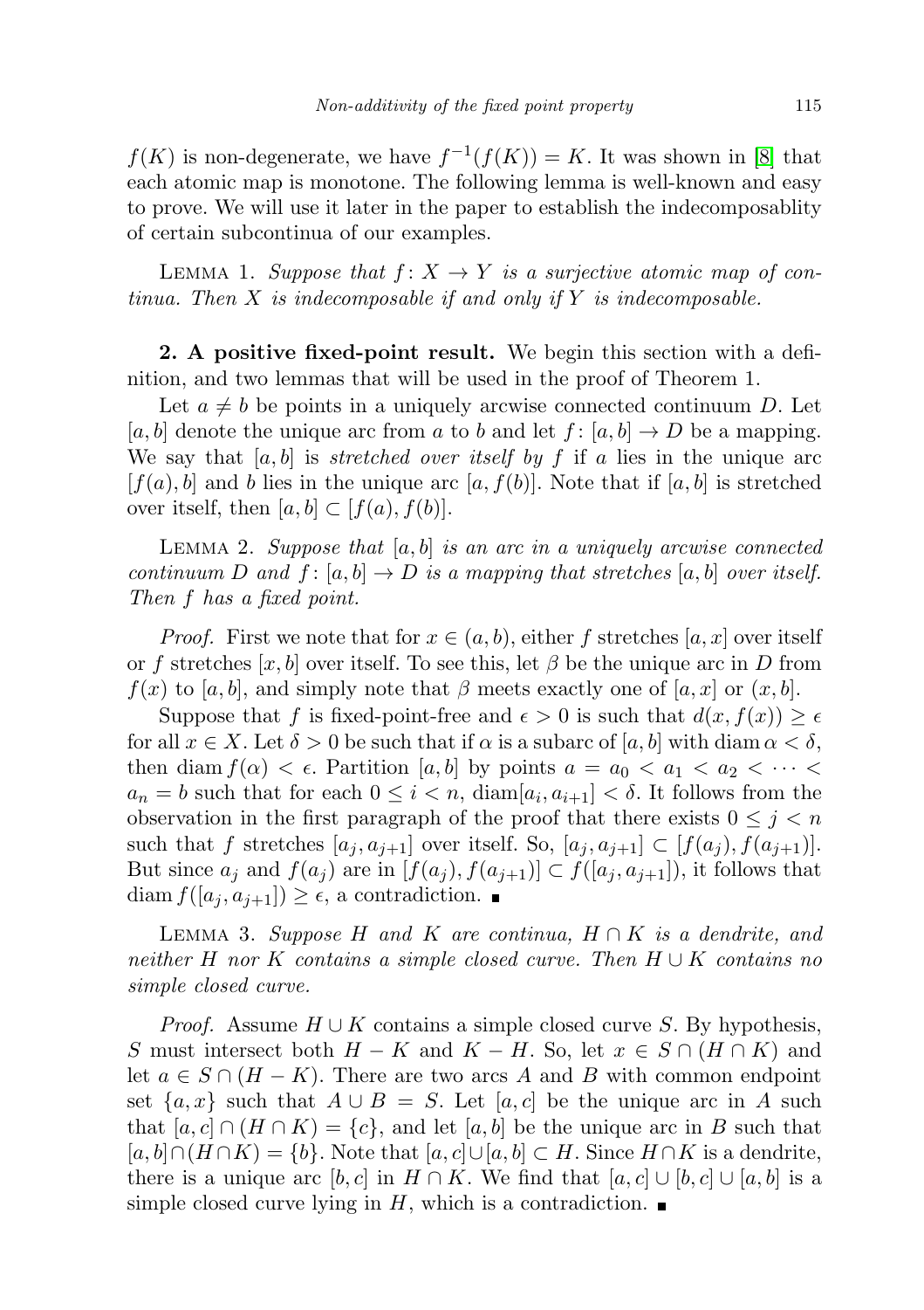$f(K)$ is non-degenerate, we have $f^{-1}(f(K)) = K$. It was shown in [8] that each atomic map is monotone. The following lemma is well-known and easy to prove. We will use it later in the paper to establish the indecomposablity of certain subcontinua of our examples.

LEMMA 1. *Suppose that $f\colon X \to Y$ is a surjective atomic map of continua. Then $X$ is indecomposable if and only if $Y$ is indecomposable.*

**2. A positive fixed-point result.** We begin this section with a definition, and two lemmas that will be used in the proof of Theorem 1.

Let $a \neq b$ be points in a uniquely arcwise connected continuum $D$. Let $[a, b]$ denote the unique arc from $a$ to $b$ and let $f\colon [a, b] \to D$ be a mapping. We say that $[a, b]$ is *stretched over itself by $f$* if $a$ lies in the unique arc $[f(a), b]$ and $b$ lies in the unique arc $[a, f(b)]$. Note that if $[a, b]$ is stretched over itself, then $[a, b] \subset [f(a), f(b)]$.

LEMMA 2. *Suppose that $[a, b]$ is an arc in a uniquely arcwise connected continuum $D$ and $f\colon [a, b] \to D$ is a mapping that stretches $[a, b]$ over itself. Then $f$ has a fixed point.*

*Proof.* First we note that for $x \in (a, b)$, either $f$ stretches $[a, x]$ over itself or $f$ stretches $[x, b]$ over itself. To see this, let $\beta$ be the unique arc in $D$ from $f(x)$ to $[a, b]$, and simply note that $\beta$ meets exactly one of $[a, x]$ or $(x, b]$.

Suppose that $f$ is fixed-point-free and $\epsilon > 0$ is such that $d(x, f(x)) \geq \epsilon$ for all $x \in X$. Let $\delta > 0$ be such that if $\alpha$ is a subarc of $[a, b]$ with $\operatorname{diam} \alpha < \delta$, then $\operatorname{diam} f(\alpha) < \epsilon$. Partition $[a, b]$ by points $a = a_0 < a_1 < a_2 < \cdots < a_n = b$ such that for each $0 \leq i < n$, $\operatorname{diam}[a_i, a_{i+1}] < \delta$. It follows from the observation in the first paragraph of the proof that there exists $0 \leq j < n$ such that $f$ stretches $[a_j, a_{j+1}]$ over itself. So, $[a_j, a_{j+1}] \subset [f(a_j), f(a_{j+1})]$. But since $a_j$ and $f(a_j)$ are in $[f(a_j), f(a_{j+1})] \subset f([a_j, a_{j+1}])$, it follows that $\operatorname{diam} f([a_j, a_{j+1}]) \geq \epsilon$, a contradiction. ∎

LEMMA 3. *Suppose $H$ and $K$ are continua, $H \cap K$ is a dendrite, and neither $H$ nor $K$ contains a simple closed curve. Then $H \cup K$ contains no simple closed curve.*

*Proof.* Assume $H \cup K$ contains a simple closed curve $S$. By hypothesis, $S$ must intersect both $H - K$ and $K - H$. So, let $x \in S \cap (H \cap K)$ and let $a \in S \cap (H - K)$. There are two arcs $A$ and $B$ with common endpoint set $\{a, x\}$ such that $A \cup B = S$. Let $[a, c]$ be the unique arc in $A$ such that $[a, c] \cap (H \cap K) = \{c\}$, and let $[a, b]$ be the unique arc in $B$ such that $[a, b] \cap (H \cap K) = \{b\}$. Note that $[a, c] \cup [a, b] \subset H$. Since $H \cap K$ is a dendrite, there is a unique arc $[b, c]$ in $H \cap K$. We find that $[a, c] \cup [b, c] \cup [a, b]$ is a simple closed curve lying in $H$, which is a contradiction. ∎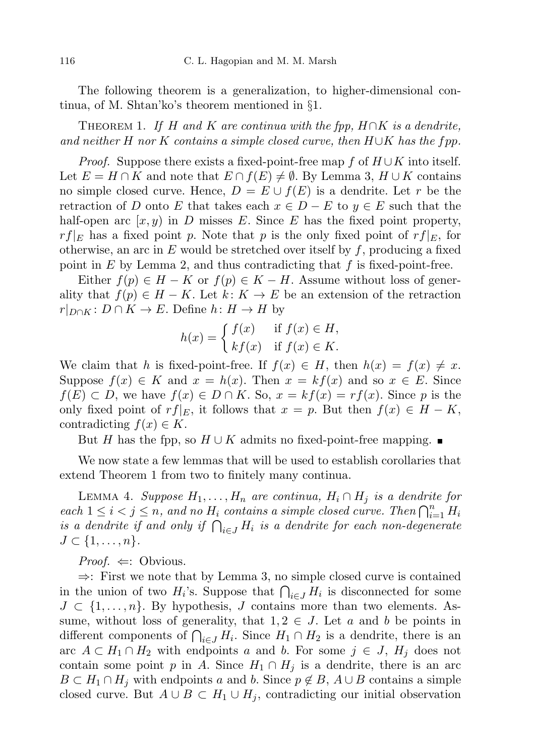The following theorem is a generalization, to higher-dimensional continua, of M. Shtan'ko's theorem mentioned in §1.

THEOREM 1. *If $H$ and $K$ are continua with the fpp, $H \cap K$ is a dendrite, and neither $H$ nor $K$ contains a simple closed curve, then $H \cup K$ has the fpp.*

*Proof.* Suppose there exists a fixed-point-free map $f$ of $H \cup K$ into itself. Let $E = H \cap K$ and note that $E \cap f(E) \neq \emptyset$. By Lemma 3, $H \cup K$ contains no simple closed curve. Hence, $D = E \cup f(E)$ is a dendrite. Let $r$ be the retraction of $D$ onto $E$ that takes each $x \in D - E$ to $y \in E$ such that the half-open arc $[x, y)$ in $D$ misses $E$. Since $E$ has the fixed point property, $rf|_E$ has a fixed point $p$. Note that $p$ is the only fixed point of $rf|_E$, for otherwise, an arc in $E$ would be stretched over itself by $f$, producing a fixed point in $E$ by Lemma 2, and thus contradicting that $f$ is fixed-point-free.

Either $f(p) \in H - K$ or $f(p) \in K - H$. Assume without loss of generality that $f(p) \in H - K$. Let $k \colon K \to E$ be an extension of the retraction $r|_{D \cap K} \colon D \cap K \to E$. Define $h \colon H \to H$ by

$$h(x) = \begin{cases} f(x) & \text{if } f(x) \in H, \\ kf(x) & \text{if } f(x) \in K. \end{cases}$$

We claim that $h$ is fixed-point-free. If $f(x) \in H$, then $h(x) = f(x) \neq x$. Suppose $f(x) \in K$ and $x = h(x)$. Then $x = kf(x)$ and so $x \in E$. Since $f(E) \subset D$, we have $f(x) \in D \cap K$. So, $x = kf(x) = rf(x)$. Since $p$ is the only fixed point of $rf|_E$, it follows that $x = p$. But then $f(x) \in H - K$, contradicting $f(x) \in K$.

But $H$ has the fpp, so $H \cup K$ admits no fixed-point-free mapping. ■

We now state a few lemmas that will be used to establish corollaries that extend Theorem 1 from two to finitely many continua.

LEMMA 4. *Suppose $H_1, \ldots, H_n$ are continua, $H_i \cap H_j$ is a dendrite for each $1 \leq i < j \leq n$, and no $H_i$ contains a simple closed curve. Then $\bigcap_{i=1}^n H_i$ is a dendrite if and only if $\bigcap_{i \in J} H_i$ is a dendrite for each non-degenerate $J \subset \{1, \ldots, n\}$.*

*Proof.* $\Leftarrow$: Obvious.

$\Rightarrow$: First we note that by Lemma 3, no simple closed curve is contained in the union of two $H_i$'s. Suppose that $\bigcap_{i \in J} H_i$ is disconnected for some $J \subset \{1, \ldots, n\}$. By hypothesis, $J$ contains more than two elements. Assume, without loss of generality, that $1, 2 \in J$. Let $a$ and $b$ be points in different components of $\bigcap_{i \in J} H_i$. Since $H_1 \cap H_2$ is a dendrite, there is an arc $A \subset H_1 \cap H_2$ with endpoints $a$ and $b$. For some $j \in J$, $H_j$ does not contain some point $p$ in $A$. Since $H_1 \cap H_j$ is a dendrite, there is an arc $B \subset H_1 \cap H_j$ with endpoints $a$ and $b$. Since $p \notin B$, $A \cup B$ contains a simple closed curve. But $A \cup B \subset H_1 \cup H_j$, contradicting our initial observation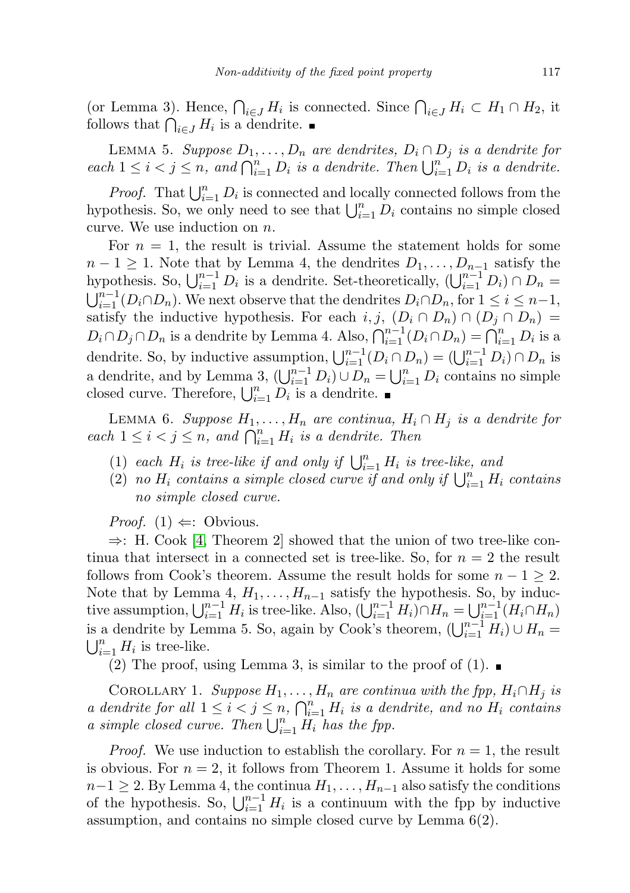(or Lemma 3). Hence, $\bigcap_{i\in J} H_i$ is connected. Since $\bigcap_{i\in J} H_i \subset H_1 \cap H_2$, it follows that $\bigcap_{i\in J} H_i$ is a dendrite. ∎

Lemma 5. *Suppose $D_1, \dots, D_n$ are dendrites, $D_i \cap D_j$ is a dendrite for each $1 \le i < j \le n$, and $\bigcap_{i=1}^n D_i$ is a dendrite. Then $\bigcup_{i=1}^n D_i$ is a dendrite.*

*Proof.* That $\bigcup_{i=1}^n D_i$ is connected and locally connected follows from the hypothesis. So, we only need to see that $\bigcup_{i=1}^n D_i$ contains no simple closed curve. We use induction on $n$.

For $n = 1$, the result is trivial. Assume the statement holds for some $n-1 \ge 1$. Note that by Lemma 4, the dendrites $D_1, \dots, D_{n-1}$ satisfy the hypothesis. So, $\bigcup_{i=1}^{n-1} D_i$ is a dendrite. Set-theoretically, $(\bigcup_{i=1}^{n-1} D_i) \cap D_n = \bigcup_{i=1}^{n-1}(D_i \cap D_n)$. We next observe that the dendrites $D_i \cap D_n$, for $1 \le i \le n-1$, satisfy the inductive hypothesis. For each $i, j$, $(D_i \cap D_n) \cap (D_j \cap D_n) = D_i \cap D_j \cap D_n$ is a dendrite by Lemma 4. Also, $\bigcap_{i=1}^{n-1}(D_i \cap D_n) = \bigcap_{i=1}^{n} D_i$ is a dendrite. So, by inductive assumption, $\bigcup_{i=1}^{n-1}(D_i \cap D_n) = (\bigcup_{i=1}^{n-1} D_i) \cap D_n$ is a dendrite, and by Lemma 3, $(\bigcup_{i=1}^{n-1} D_i) \cup D_n = \bigcup_{i=1}^{n} D_i$ contains no simple closed curve. Therefore, $\bigcup_{i=1}^{n} D_i$ is a dendrite. ∎

Lemma 6. *Suppose $H_1, \dots, H_n$ are continua, $H_i \cap H_j$ is a dendrite for each $1 \le i < j \le n$, and $\bigcap_{i=1}^n H_i$ is a dendrite. Then*

1. *each $H_i$ is tree-like if and only if $\bigcup_{i=1}^n H_i$ is tree-like, and*
2. *no $H_i$ contains a simple closed curve if and only if $\bigcup_{i=1}^n H_i$ contains no simple closed curve.*

*Proof.* (1) $\Leftarrow$: Obvious.

$\Rightarrow$: H. Cook [4, Theorem 2] showed that the union of two tree-like continua that intersect in a connected set is tree-like. So, for $n = 2$ the result follows from Cook's theorem. Assume the result holds for some $n-1 \ge 2$. Note that by Lemma 4, $H_1, \dots, H_{n-1}$ satisfy the hypothesis. So, by inductive assumption, $\bigcup_{i=1}^{n-1} H_i$ is tree-like. Also, $(\bigcup_{i=1}^{n-1} H_i) \cap H_n = \bigcup_{i=1}^{n-1}(H_i \cap H_n)$ is a dendrite by Lemma 5. So, again by Cook's theorem, $(\bigcup_{i=1}^{n-1} H_i) \cup H_n = \bigcup_{i=1}^{n} H_i$ is tree-like.

(2) The proof, using Lemma 3, is similar to the proof of (1). ∎

Corollary 1. *Suppose $H_1, \dots, H_n$ are continua with the fpp, $H_i \cap H_j$ is a dendrite for all $1 \le i < j \le n$, $\bigcap_{i=1}^n H_i$ is a dendrite, and no $H_i$ contains a simple closed curve. Then $\bigcup_{i=1}^n H_i$ has the fpp.*

*Proof.* We use induction to establish the corollary. For $n = 1$, the result is obvious. For $n = 2$, it follows from Theorem 1. Assume it holds for some $n-1 \ge 2$. By Lemma 4, the continua $H_1, \dots, H_{n-1}$ also satisfy the conditions of the hypothesis. So, $\bigcup_{i=1}^{n-1} H_i$ is a continuum with the fpp by inductive assumption, and contains no simple closed curve by Lemma 6(2).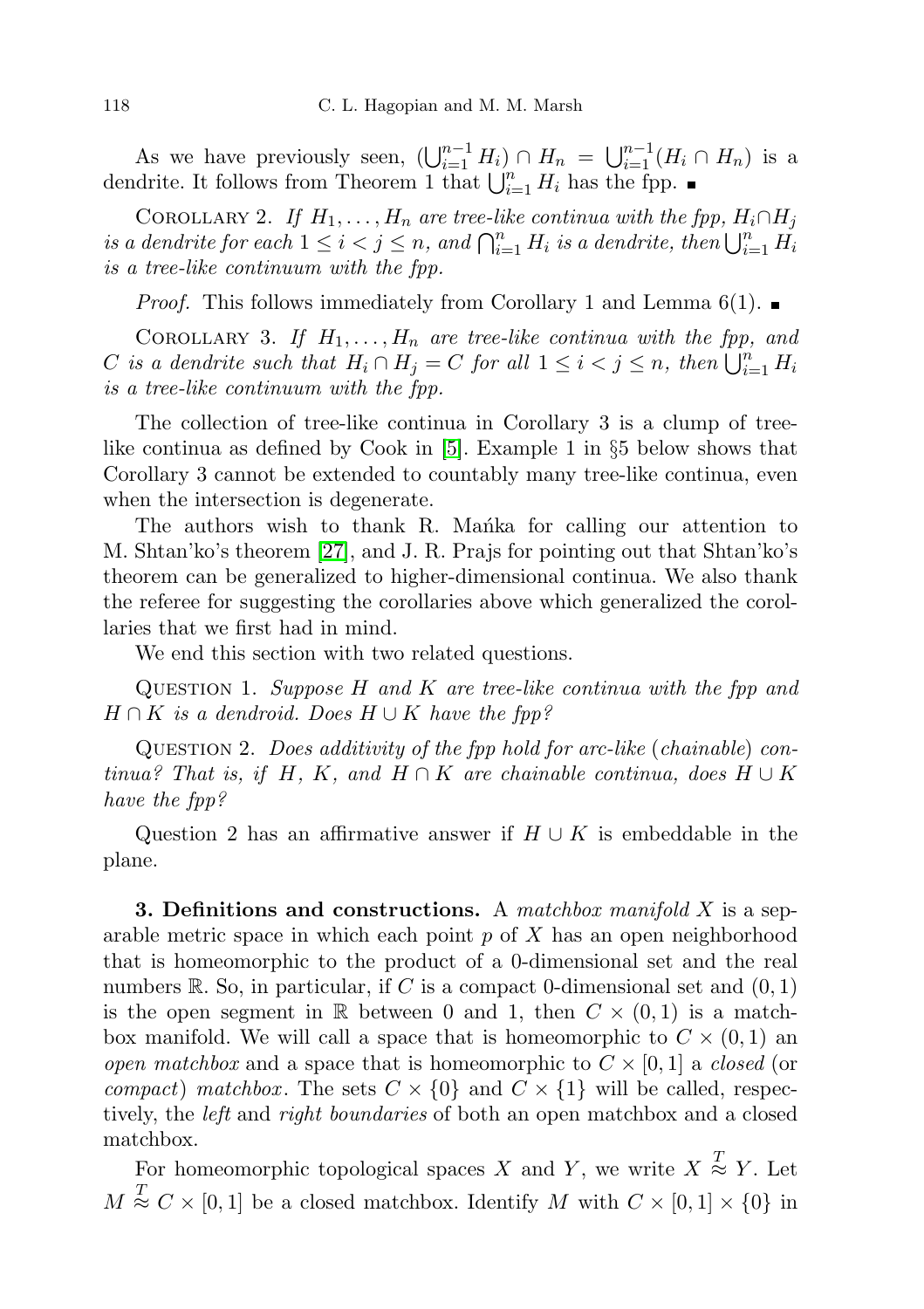As we have previously seen, $(\bigcup_{i=1}^{n-1} H_i) \cap H_n = \bigcup_{i=1}^{n-1}(H_i \cap H_n)$ is a dendrite. It follows from Theorem 1 that $\bigcup_{i=1}^{n} H_i$ has the fpp. ∎

Corollary 2. *If $H_1, \ldots, H_n$ are tree-like continua with the fpp, $H_i \cap H_j$ is a dendrite for each $1 \le i < j \le n$, and $\bigcap_{i=1}^{n} H_i$ is a dendrite, then $\bigcup_{i=1}^{n} H_i$ is a tree-like continuum with the fpp.*

*Proof.* This follows immediately from Corollary 1 and Lemma 6(1). ∎

Corollary 3. *If $H_1, \ldots, H_n$ are tree-like continua with the fpp, and $C$ is a dendrite such that $H_i \cap H_j = C$ for all $1 \le i < j \le n$, then $\bigcup_{i=1}^{n} H_i$ is a tree-like continuum with the fpp.*

The collection of tree-like continua in Corollary 3 is a clump of tree-like continua as defined by Cook in [5]. Example 1 in §5 below shows that Corollary 3 cannot be extended to countably many tree-like continua, even when the intersection is degenerate.

The authors wish to thank R. Mańka for calling our attention to M. Shtan'ko's theorem [27], and J. R. Prajs for pointing out that Shtan'ko's theorem can be generalized to higher-dimensional continua. We also thank the referee for suggesting the corollaries above which generalized the corollaries that we first had in mind.

We end this section with two related questions.

Question 1. *Suppose $H$ and $K$ are tree-like continua with the fpp and $H \cap K$ is a dendroid. Does $H \cup K$ have the fpp?*

Question 2. *Does additivity of the fpp hold for arc-like (chainable) continua? That is, if $H$, $K$, and $H \cap K$ are chainable continua, does $H \cup K$ have the fpp?*

Question 2 has an affirmative answer if $H \cup K$ is embeddable in the plane.

**3. Definitions and constructions.** A *matchbox manifold* $X$ is a separable metric space in which each point $p$ of $X$ has an open neighborhood that is homeomorphic to the product of a 0-dimensional set and the real numbers $\mathbb{R}$. So, in particular, if $C$ is a compact 0-dimensional set and $(0,1)$ is the open segment in $\mathbb{R}$ between 0 and 1, then $C \times (0,1)$ is a matchbox manifold. We will call a space that is homeomorphic to $C \times (0,1)$ an *open matchbox* and a space that is homeomorphic to $C \times [0,1]$ a *closed* (or *compact*) *matchbox*. The sets $C \times \{0\}$ and $C \times \{1\}$ will be called, respectively, the *left* and *right boundaries* of both an open matchbox and a closed matchbox.

For homeomorphic topological spaces $X$ and $Y$, we write $X \overset{T}{\approx} Y$. Let $M \overset{T}{\approx} C \times [0,1]$ be a closed matchbox. Identify $M$ with $C \times [0,1] \times \{0\}$ in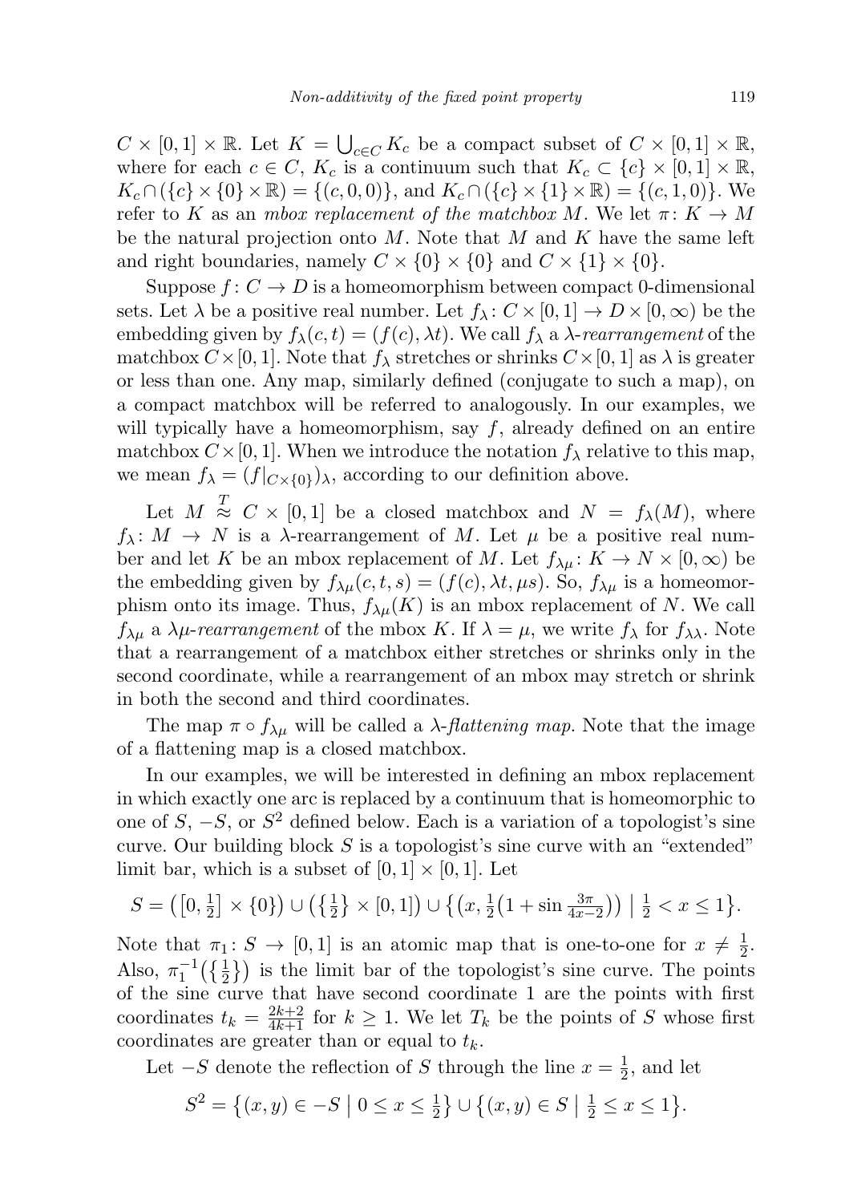$C \times [0,1] \times \mathbb{R}$. Let $K = \bigcup_{c \in C} K_c$ be a compact subset of $C \times [0,1] \times \mathbb{R}$, where for each $c \in C$, $K_c$ is a continuum such that $K_c \subset \{c\} \times [0,1] \times \mathbb{R}$, $K_c \cap (\{c\} \times \{0\} \times \mathbb{R}) = \{(c,0,0)\}$, and $K_c \cap (\{c\} \times \{1\} \times \mathbb{R}) = \{(c,1,0)\}$. We refer to $K$ as an *mbox replacement of the matchbox* $M$. We let $\pi \colon K \to M$ be the natural projection onto $M$. Note that $M$ and $K$ have the same left and right boundaries, namely $C \times \{0\} \times \{0\}$ and $C \times \{1\} \times \{0\}$.

Suppose $f \colon C \to D$ is a homeomorphism between compact 0-dimensional sets. Let $\lambda$ be a positive real number. Let $f_\lambda \colon C \times [0,1] \to D \times [0,\infty)$ be the embedding given by $f_\lambda(c,t) = (f(c), \lambda t)$. We call $f_\lambda$ a *$\lambda$-rearrangement* of the matchbox $C \times [0,1]$. Note that $f_\lambda$ stretches or shrinks $C \times [0,1]$ as $\lambda$ is greater or less than one. Any map, similarly defined (conjugate to such a map), on a compact matchbox will be referred to analogously. In our examples, we will typically have a homeomorphism, say $f$, already defined on an entire matchbox $C \times [0,1]$. When we introduce the notation $f_\lambda$ relative to this map, we mean $f_\lambda = (f|_{C \times \{0\}})_\lambda$, according to our definition above.

Let $M \overset{T}{\approx} C \times [0,1]$ be a closed matchbox and $N = f_\lambda(M)$, where $f_\lambda \colon M \to N$ is a $\lambda$-rearrangement of $M$. Let $\mu$ be a positive real number and let $K$ be an mbox replacement of $M$. Let $f_{\lambda\mu} \colon K \to N \times [0,\infty)$ be the embedding given by $f_{\lambda\mu}(c,t,s) = (f(c), \lambda t, \mu s)$. So, $f_{\lambda\mu}$ is a homeomorphism onto its image. Thus, $f_{\lambda\mu}(K)$ is an mbox replacement of $N$. We call $f_{\lambda\mu}$ a *$\lambda\mu$-rearrangement* of the mbox $K$. If $\lambda = \mu$, we write $f_\lambda$ for $f_{\lambda\lambda}$. Note that a rearrangement of a matchbox either stretches or shrinks only in the second coordinate, while a rearrangement of an mbox may stretch or shrink in both the second and third coordinates.

The map $\pi \circ f_{\lambda\mu}$ will be called a *$\lambda$-flattening map*. Note that the image of a flattening map is a closed matchbox.

In our examples, we will be interested in defining an mbox replacement in which exactly one arc is replaced by a continuum that is homeomorphic to one of $S$, $-S$, or $S^2$ defined below. Each is a variation of a topologist's sine curve. Our building block $S$ is a topologist's sine curve with an "extended" limit bar, which is a subset of $[0,1] \times [0,1]$. Let

$$S = \left([0, \tfrac{1}{2}] \times \{0\}\right) \cup \left(\{\tfrac{1}{2}\} \times [0,1]\right) \cup \left\{\left(x, \tfrac{1}{2}\left(1 + \sin \tfrac{3\pi}{4x-2}\right)\right) \;\middle|\; \tfrac{1}{2} < x \leq 1\right\}.$$

Note that $\pi_1 \colon S \to [0,1]$ is an atomic map that is one-to-one for $x \neq \frac{1}{2}$. Also, $\pi_1^{-1}\left(\{\frac{1}{2}\}\right)$ is the limit bar of the topologist's sine curve. The points of the sine curve that have second coordinate 1 are the points with first coordinates $t_k = \frac{2k+2}{4k+1}$ for $k \geq 1$. We let $T_k$ be the points of $S$ whose first coordinates are greater than or equal to $t_k$.

Let $-S$ denote the reflection of $S$ through the line $x = \frac{1}{2}$, and let

$$S^2 = \left\{(x,y) \in -S \;\middle|\; 0 \leq x \leq \tfrac{1}{2}\right\} \cup \left\{(x,y) \in S \;\middle|\; \tfrac{1}{2} \leq x \leq 1\right\}.$$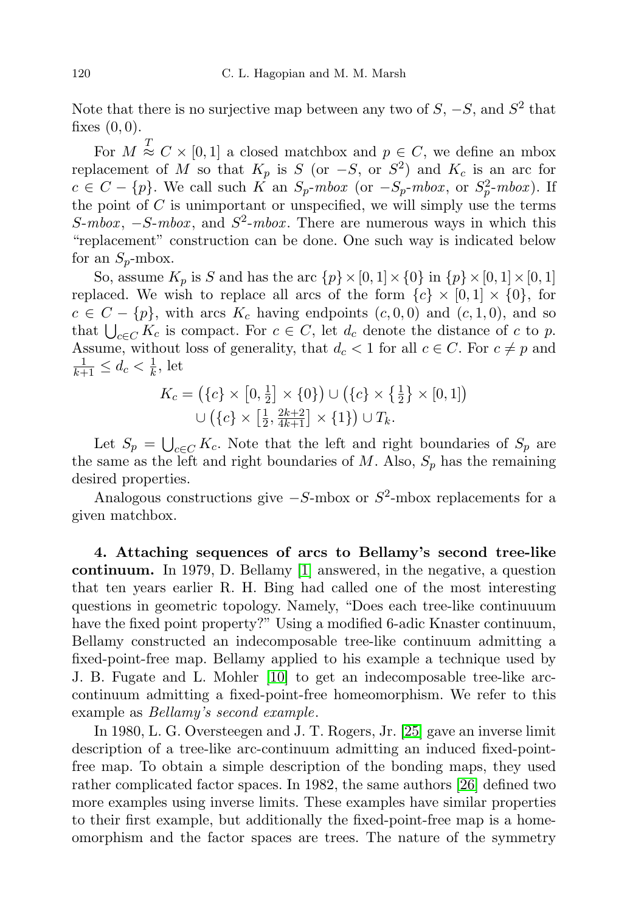Note that there is no surjective map between any two of $S$, $-S$, and $S^2$ that fixes $(0,0)$.

For $M \overset{T}{\approx} C \times [0,1]$ a closed matchbox and $p \in C$, we define an mbox replacement of $M$ so that $K_p$ is $S$ (or $-S$, or $S^2$) and $K_c$ is an arc for $c \in C - \{p\}$. We call such $K$ an *$S_p$-mbox* (or *$-S_p$-mbox*, or *$S^2_p$-mbox*). If the point of $C$ is unimportant or unspecified, we will simply use the terms *$S$-mbox*, *$-S$-mbox*, and *$S^2$-mbox*. There are numerous ways in which this "replacement" construction can be done. One such way is indicated below for an $S_p$-mbox.

So, assume $K_p$ is $S$ and has the arc $\{p\} \times [0,1] \times \{0\}$ in $\{p\} \times [0,1] \times [0,1]$ replaced. We wish to replace all arcs of the form $\{c\} \times [0,1] \times \{0\}$, for $c \in C - \{p\}$, with arcs $K_c$ having endpoints $(c,0,0)$ and $(c,1,0)$, and so that $\bigcup_{c \in C} K_c$ is compact. For $c \in C$, let $d_c$ denote the distance of $c$ to $p$. Assume, without loss of generality, that $d_c < 1$ for all $c \in C$. For $c \neq p$ and $\frac{1}{k+1} \leq d_c < \frac{1}{k}$, let

$$K_c = \left(\{c\} \times \left[0, \tfrac{1}{2}\right] \times \{0\}\right) \cup \left(\{c\} \times \left\{\tfrac{1}{2}\right\} \times [0,1]\right)$$
$$\cup \left(\{c\} \times \left[\tfrac{1}{2}, \tfrac{2k+2}{4k+1}\right] \times \{1\}\right) \cup T_k.$$

Let $S_p = \bigcup_{c \in C} K_c$. Note that the left and right boundaries of $S_p$ are the same as the left and right boundaries of $M$. Also, $S_p$ has the remaining desired properties.

Analogous constructions give $-S$-mbox or $S^2$-mbox replacements for a given matchbox.

**4. Attaching sequences of arcs to Bellamy's second tree-like continuum.** In 1979, D. Bellamy [1] answered, in the negative, a question that ten years earlier R. H. Bing had called one of the most interesting questions in geometric topology. Namely, "Does each tree-like continuuum have the fixed point property?" Using a modified 6-adic Knaster continuum, Bellamy constructed an indecomposable tree-like continuum admitting a fixed-point-free map. Bellamy applied to his example a technique used by J. B. Fugate and L. Mohler [10] to get an indecomposable tree-like arc-continuum admitting a fixed-point-free homeomorphism. We refer to this example as *Bellamy's second example*.

In 1980, L. G. Oversteegen and J. T. Rogers, Jr. [25] gave an inverse limit description of a tree-like arc-continuum admitting an induced fixed-point-free map. To obtain a simple description of the bonding maps, they used rather complicated factor spaces. In 1982, the same authors [26] defined two more examples using inverse limits. These examples have similar properties to their first example, but additionally the fixed-point-free map is a homeomorphism and the factor spaces are trees. The nature of the symmetry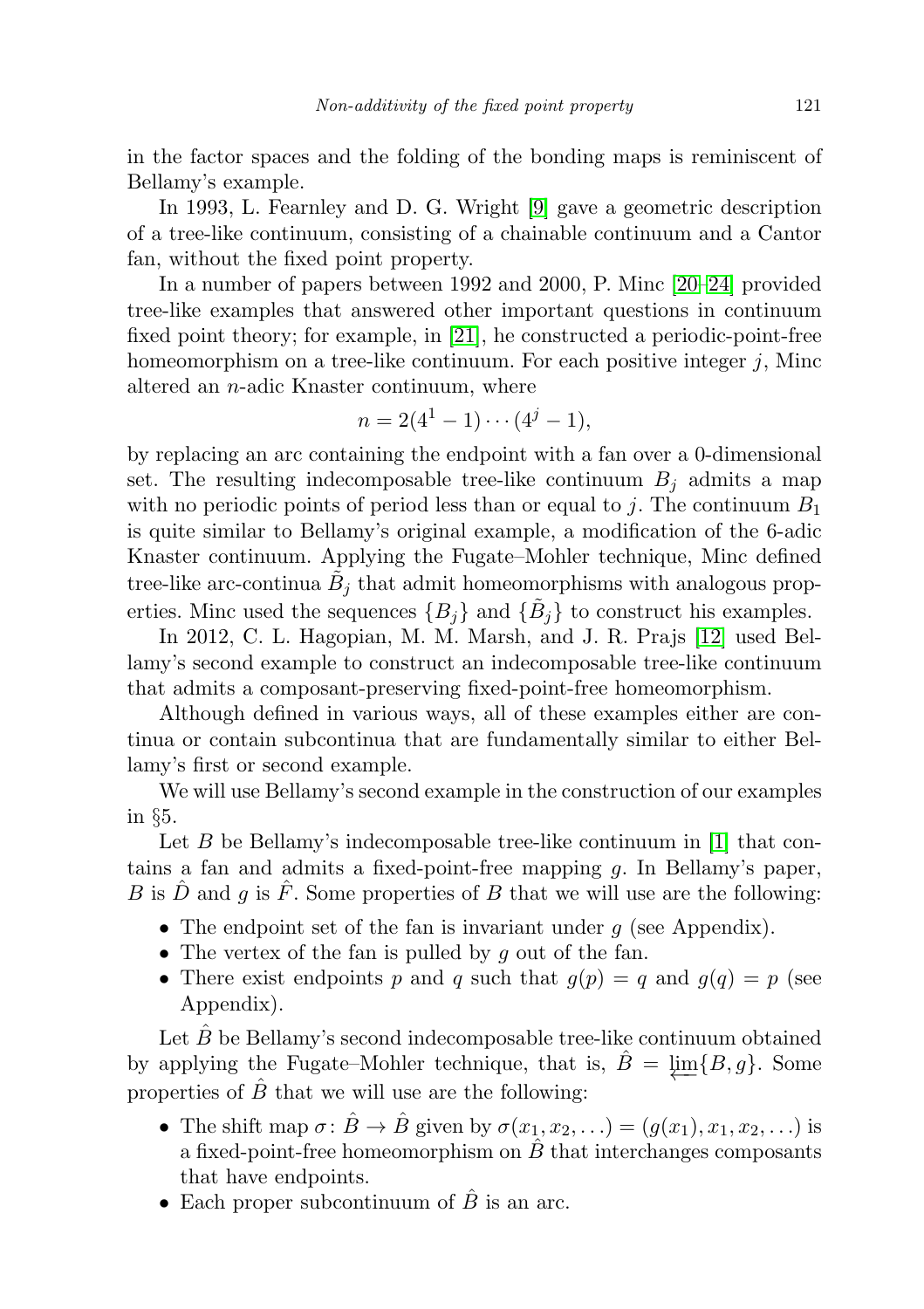in the factor spaces and the folding of the bonding maps is reminiscent of Bellamy's example.

In 1993, L. Fearnley and D. G. Wright [9] gave a geometric description of a tree-like continuum, consisting of a chainable continuum and a Cantor fan, without the fixed point property.

In a number of papers between 1992 and 2000, P. Minc [20–24] provided tree-like examples that answered other important questions in continuum fixed point theory; for example, in [21], he constructed a periodic-point-free homeomorphism on a tree-like continuum. For each positive integer $j$, Minc altered an $n$-adic Knaster continuum, where

$$n = 2(4^1 - 1)\cdots(4^j - 1),$$

by replacing an arc containing the endpoint with a fan over a 0-dimensional set. The resulting indecomposable tree-like continuum $B_j$ admits a map with no periodic points of period less than or equal to $j$. The continuum $B_1$ is quite similar to Bellamy's original example, a modification of the 6-adic Knaster continuum. Applying the Fugate–Mohler technique, Minc defined tree-like arc-continua $\tilde{B}_j$ that admit homeomorphisms with analogous properties. Minc used the sequences $\{B_j\}$ and $\{\tilde{B}_j\}$ to construct his examples.

In 2012, C. L. Hagopian, M. M. Marsh, and J. R. Prajs [12] used Bellamy's second example to construct an indecomposable tree-like continuum that admits a composant-preserving fixed-point-free homeomorphism.

Although defined in various ways, all of these examples either are continua or contain subcontinua that are fundamentally similar to either Bellamy's first or second example.

We will use Bellamy's second example in the construction of our examples in §5.

Let $B$ be Bellamy's indecomposable tree-like continuum in [1] that contains a fan and admits a fixed-point-free mapping $g$. In Bellamy's paper, $B$ is $\hat{D}$ and $g$ is $\hat{F}$. Some properties of $B$ that we will use are the following:

- The endpoint set of the fan is invariant under $g$ (see Appendix).
- The vertex of the fan is pulled by $g$ out of the fan.
- There exist endpoints $p$ and $q$ such that $g(p) = q$ and $g(q) = p$ (see Appendix).

Let $\hat{B}$ be Bellamy's second indecomposable tree-like continuum obtained by applying the Fugate–Mohler technique, that is, $\hat{B} = \varprojlim\{B, g\}$. Some properties of $\hat{B}$ that we will use are the following:

- The shift map $\sigma\colon \hat{B} \to \hat{B}$ given by $\sigma(x_1, x_2, \ldots) = (g(x_1), x_1, x_2, \ldots)$ is a fixed-point-free homeomorphism on $\hat{B}$ that interchanges composants that have endpoints.
- Each proper subcontinuum of $\hat{B}$ is an arc.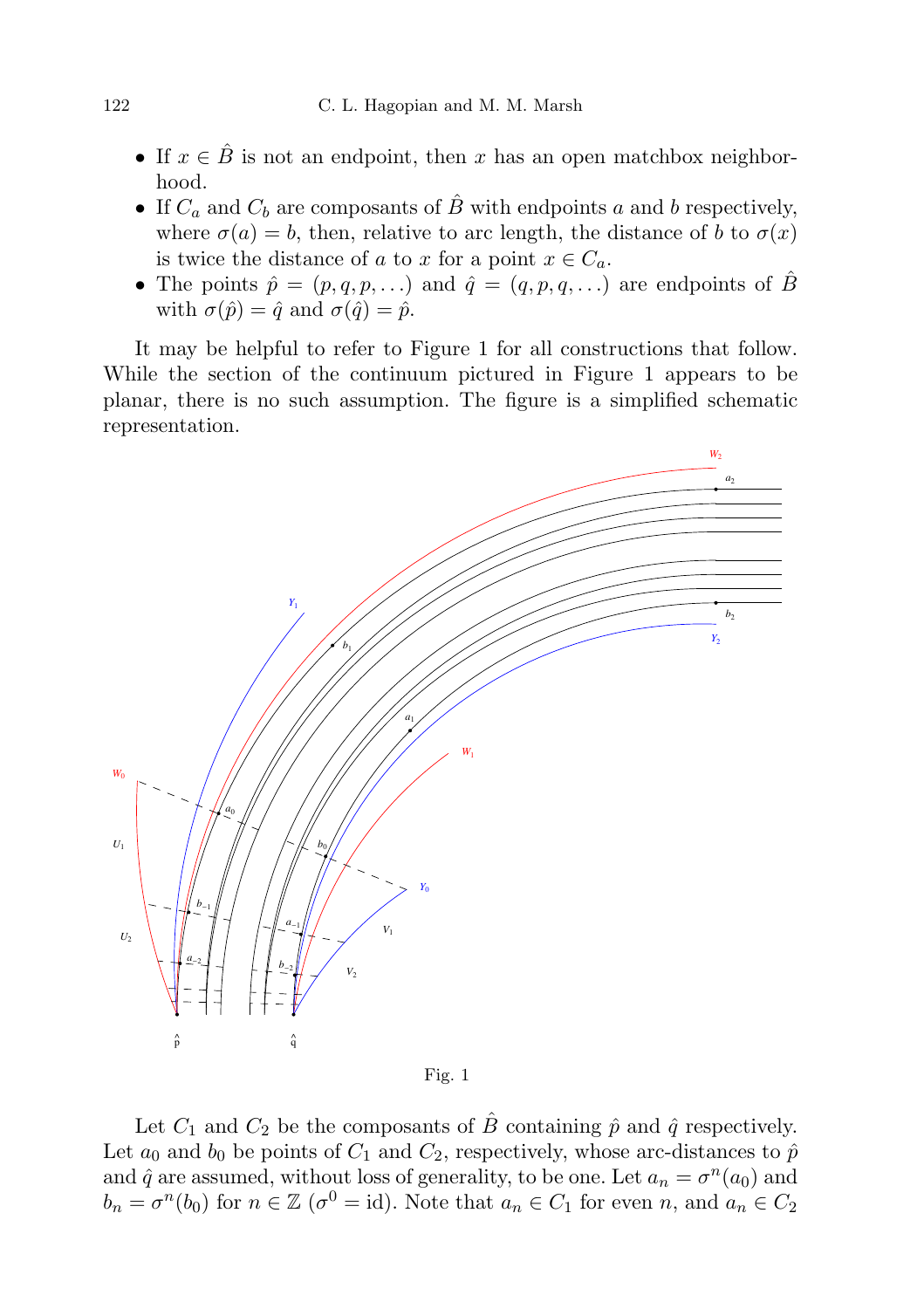- If $x \in \hat{B}$ is not an endpoint, then $x$ has an open matchbox neighborhood.
- If $C_a$ and $C_b$ are composants of $\hat{B}$ with endpoints $a$ and $b$ respectively, where $\sigma(a) = b$, then, relative to arc length, the distance of $b$ to $\sigma(x)$ is twice the distance of $a$ to $x$ for a point $x \in C_a$.
- The points $\hat{p} = (p, q, p, \ldots)$ and $\hat{q} = (q, p, q, \ldots)$ are endpoints of $\hat{B}$ with $\sigma(\hat{p}) = \hat{q}$ and $\sigma(\hat{q}) = \hat{p}$.

It may be helpful to refer to Figure 1 for all constructions that follow. While the section of the continuum pictured in Figure 1 appears to be planar, there is no such assumption. The figure is a simplified schematic representation.

Fig. 1

Let $C_1$ and $C_2$ be the composants of $\hat{B}$ containing $\hat{p}$ and $\hat{q}$ respectively. Let $a_0$ and $b_0$ be points of $C_1$ and $C_2$, respectively, whose arc-distances to $\hat{p}$ and $\hat{q}$ are assumed, without loss of generality, to be one. Let $a_n = \sigma^n(a_0)$ and $b_n = \sigma^n(b_0)$ for $n \in \mathbb{Z}$ ($\sigma^0 = \mathrm{id}$). Note that $a_n \in C_1$ for even $n$, and $a_n \in C_2$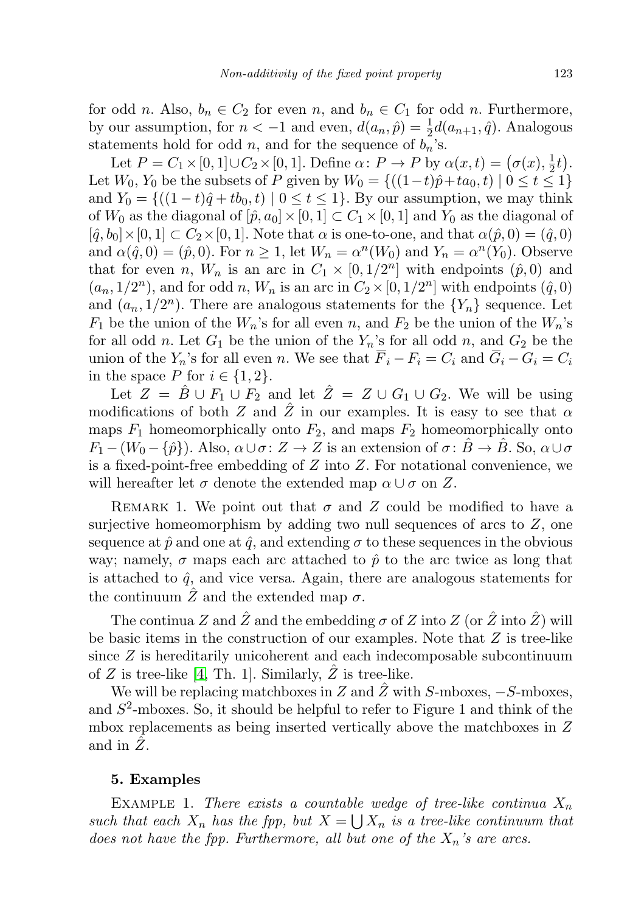for odd $n$. Also, $b_n \in C_2$ for even $n$, and $b_n \in C_1$ for odd $n$. Furthermore, by our assumption, for $n < -1$ and even, $d(a_n, \hat{p}) = \frac{1}{2}d(a_{n+1}, \hat{q})$. Analogous statements hold for odd $n$, and for the sequence of $b_n$'s.

Let $P = C_1 \times [0,1] \cup C_2 \times [0,1]$. Define $\alpha\colon P \to P$ by $\alpha(x,t) = \big(\sigma(x), \frac{1}{2}t\big)$. Let $W_0$, $Y_0$ be the subsets of $P$ given by $W_0 = \{((1-t)\hat{p} + ta_0, t) \mid 0 \le t \le 1\}$ and $Y_0 = \{((1-t)\hat{q} + tb_0, t) \mid 0 \le t \le 1\}$. By our assumption, we may think of $W_0$ as the diagonal of $[\hat{p}, a_0] \times [0,1] \subset C_1 \times [0,1]$ and $Y_0$ as the diagonal of $[\hat{q}, b_0] \times [0,1] \subset C_2 \times [0,1]$. Note that $\alpha$ is one-to-one, and that $\alpha(\hat{p}, 0) = (\hat{q}, 0)$ and $\alpha(\hat{q}, 0) = (\hat{p}, 0)$. For $n \ge 1$, let $W_n = \alpha^n(W_0)$ and $Y_n = \alpha^n(Y_0)$. Observe that for even $n$, $W_n$ is an arc in $C_1 \times [0, 1/2^n]$ with endpoints $(\hat{p}, 0)$ and $(a_n, 1/2^n)$, and for odd $n$, $W_n$ is an arc in $C_2 \times [0, 1/2^n]$ with endpoints $(\hat{q}, 0)$ and $(a_n, 1/2^n)$. There are analogous statements for the $\{Y_n\}$ sequence. Let $F_1$ be the union of the $W_n$'s for all even $n$, and $F_2$ be the union of the $W_n$'s for all odd $n$. Let $G_1$ be the union of the $Y_n$'s for all odd $n$, and $G_2$ be the union of the $Y_n$'s for all even $n$. We see that $\overline{F}_i - F_i = C_i$ and $\overline{G}_i - G_i = C_i$ in the space $P$ for $i \in \{1, 2\}$.

Let $Z = \hat{B} \cup F_1 \cup F_2$ and let $\hat{Z} = Z \cup G_1 \cup G_2$. We will be using modifications of both $Z$ and $\hat{Z}$ in our examples. It is easy to see that $\alpha$ maps $F_1$ homeomorphically onto $F_2$, and maps $F_2$ homeomorphically onto $F_1 - (W_0 - \{\hat{p}\})$. Also, $\alpha \cup \sigma\colon Z \to Z$ is an extension of $\sigma\colon \hat{B} \to \hat{B}$. So, $\alpha \cup \sigma$ is a fixed-point-free embedding of $Z$ into $Z$. For notational convenience, we will hereafter let $\sigma$ denote the extended map $\alpha \cup \sigma$ on $Z$.

Remark 1. We point out that $\sigma$ and $Z$ could be modified to have a surjective homeomorphism by adding two null sequences of arcs to $Z$, one sequence at $\hat{p}$ and one at $\hat{q}$, and extending $\sigma$ to these sequences in the obvious way; namely, $\sigma$ maps each arc attached to $\hat{p}$ to the arc twice as long that is attached to $\hat{q}$, and vice versa. Again, there are analogous statements for the continuum $\hat{Z}$ and the extended map $\sigma$.

The continua $Z$ and $\hat{Z}$ and the embedding $\sigma$ of $Z$ into $Z$ (or $\hat{Z}$ into $\hat{Z}$) will be basic items in the construction of our examples. Note that $Z$ is tree-like since $Z$ is hereditarily unicoherent and each indecomposable subcontinuum of $Z$ is tree-like [4, Th. 1]. Similarly, $\hat{Z}$ is tree-like.

We will be replacing matchboxes in $Z$ and $\hat{Z}$ with $S$-mboxes, $-S$-mboxes, and $S^2$-mboxes. So, it should be helpful to refer to Figure 1 and think of the mbox replacements as being inserted vertically above the matchboxes in $Z$ and in $\hat{Z}$.

## 5. Examples

Example 1. *There exists a countable wedge of tree-like continua $X_n$ such that each $X_n$ has the fpp, but $X = \bigcup X_n$ is a tree-like continuum that does not have the fpp. Furthermore, all but one of the $X_n$'s are arcs.*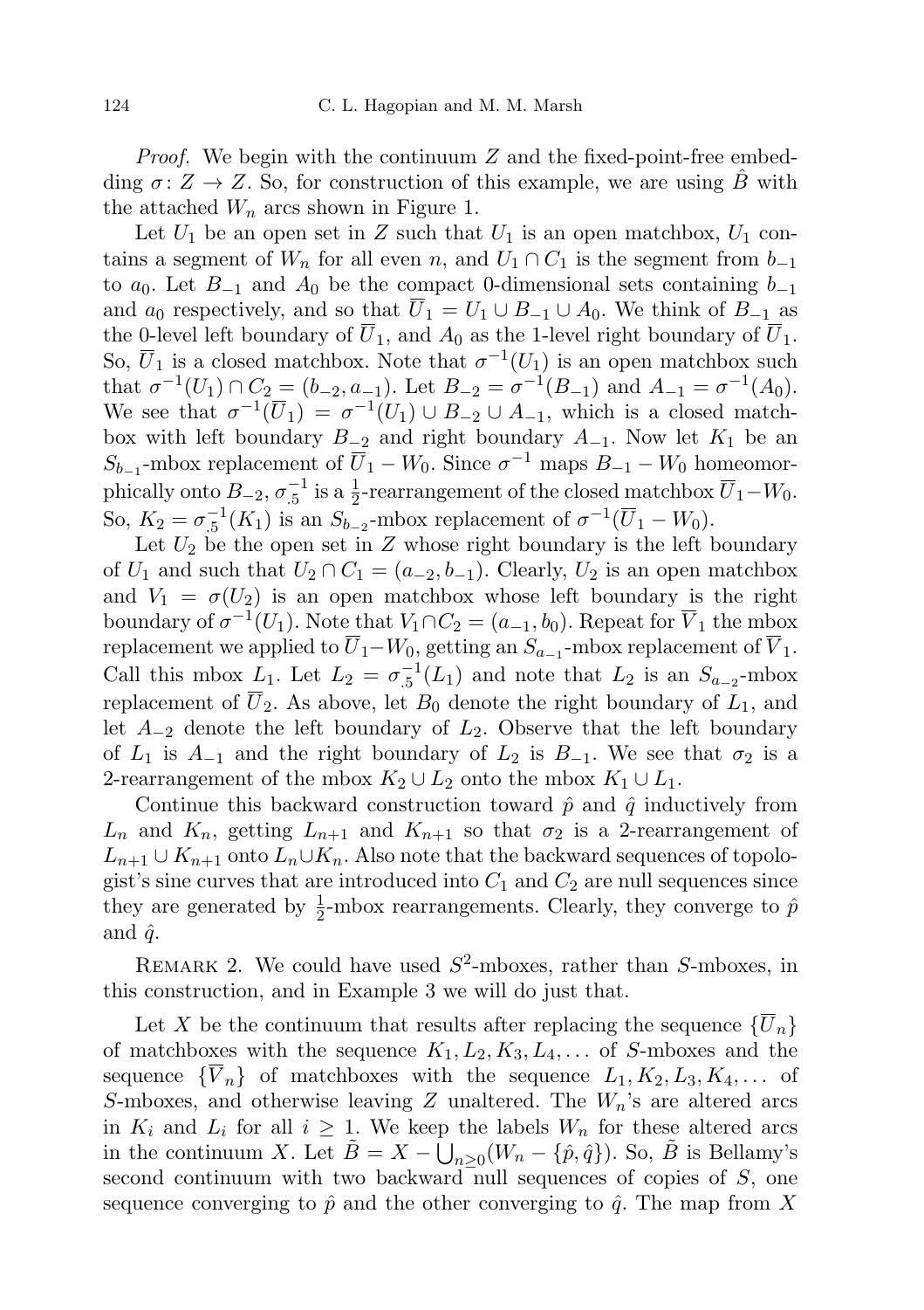*Proof.* We begin with the continuum $Z$ and the fixed-point-free embedding $\sigma\colon Z \to Z$. So, for construction of this example, we are using $\hat{B}$ with the attached $W_n$ arcs shown in Figure 1.

Let $U_1$ be an open set in $Z$ such that $U_1$ is an open matchbox, $U_1$ contains a segment of $W_n$ for all even $n$, and $U_1 \cap C_1$ is the segment from $b_{-1}$ to $a_0$. Let $B_{-1}$ and $A_0$ be the compact 0-dimensional sets containing $b_{-1}$ and $a_0$ respectively, and so that $\overline{U}_1 = U_1 \cup B_{-1} \cup A_0$. We think of $B_{-1}$ as the 0-level left boundary of $\overline{U}_1$, and $A_0$ as the 1-level right boundary of $\overline{U}_1$. So, $\overline{U}_1$ is a closed matchbox. Note that $\sigma^{-1}(U_1)$ is an open matchbox such that $\sigma^{-1}(U_1) \cap C_2 = (b_{-2}, a_{-1})$. Let $B_{-2} = \sigma^{-1}(B_{-1})$ and $A_{-1} = \sigma^{-1}(A_0)$. We see that $\sigma^{-1}(\overline{U}_1) = \sigma^{-1}(U_1) \cup B_{-2} \cup A_{-1}$, which is a closed matchbox with left boundary $B_{-2}$ and right boundary $A_{-1}$. Now let $K_1$ be an $S_{b_{-1}}$-mbox replacement of $\overline{U}_1 - W_0$. Since $\sigma^{-1}$ maps $B_{-1} - W_0$ homeomorphically onto $B_{-2}$, $\sigma^{-1}_{.5}$ is a $\frac{1}{2}$-rearrangement of the closed matchbox $\overline{U}_1 - W_0$. So, $K_2 = \sigma^{-1}_{.5}(K_1)$ is an $S_{b_{-2}}$-mbox replacement of $\sigma^{-1}(\overline{U}_1 - W_0)$.

Let $U_2$ be the open set in $Z$ whose right boundary is the left boundary of $U_1$ and such that $U_2 \cap C_1 = (a_{-2}, b_{-1})$. Clearly, $U_2$ is an open matchbox and $V_1 = \sigma(U_2)$ is an open matchbox whose left boundary is the right boundary of $\sigma^{-1}(U_1)$. Note that $V_1 \cap C_2 = (a_{-1}, b_0)$. Repeat for $\overline{V}_1$ the mbox replacement we applied to $\overline{U}_1 - W_0$, getting an $S_{a_{-1}}$-mbox replacement of $\overline{V}_1$. Call this mbox $L_1$. Let $L_2 = \sigma^{-1}_{.5}(L_1)$ and note that $L_2$ is an $S_{a_{-2}}$-mbox replacement of $\overline{U}_2$. As above, let $B_0$ denote the right boundary of $L_1$, and let $A_{-2}$ denote the left boundary of $L_2$. Observe that the left boundary of $L_1$ is $A_{-1}$ and the right boundary of $L_2$ is $B_{-1}$. We see that $\sigma_2$ is a 2-rearrangement of the mbox $K_2 \cup L_2$ onto the mbox $K_1 \cup L_1$.

Continue this backward construction toward $\hat{p}$ and $\hat{q}$ inductively from $L_n$ and $K_n$, getting $L_{n+1}$ and $K_{n+1}$ so that $\sigma_2$ is a 2-rearrangement of $L_{n+1} \cup K_{n+1}$ onto $L_n \cup K_n$. Also note that the backward sequences of topologist's sine curves that are introduced into $C_1$ and $C_2$ are null sequences since they are generated by $\frac{1}{2}$-mbox rearrangements. Clearly, they converge to $\hat{p}$ and $\hat{q}$.

Remark 2. We could have used $S^2$-mboxes, rather than $S$-mboxes, in this construction, and in Example 3 we will do just that.

Let $X$ be the continuum that results after replacing the sequence $\{\overline{U}_n\}$ of matchboxes with the sequence $K_1, L_2, K_3, L_4, \ldots$ of $S$-mboxes and the sequence $\{\overline{V}_n\}$ of matchboxes with the sequence $L_1, K_2, L_3, K_4, \ldots$ of $S$-mboxes, and otherwise leaving $Z$ unaltered. The $W_n$'s are altered arcs in $K_i$ and $L_i$ for all $i \geq 1$. We keep the labels $W_n$ for these altered arcs in the continuum $X$. Let $\tilde{B} = X - \bigcup_{n \geq 0}(W_n - \{\hat{p}, \hat{q}\})$. So, $\tilde{B}$ is Bellamy's second continuum with two backward null sequences of copies of $S$, one sequence converging to $\hat{p}$ and the other converging to $\hat{q}$. The map from $X$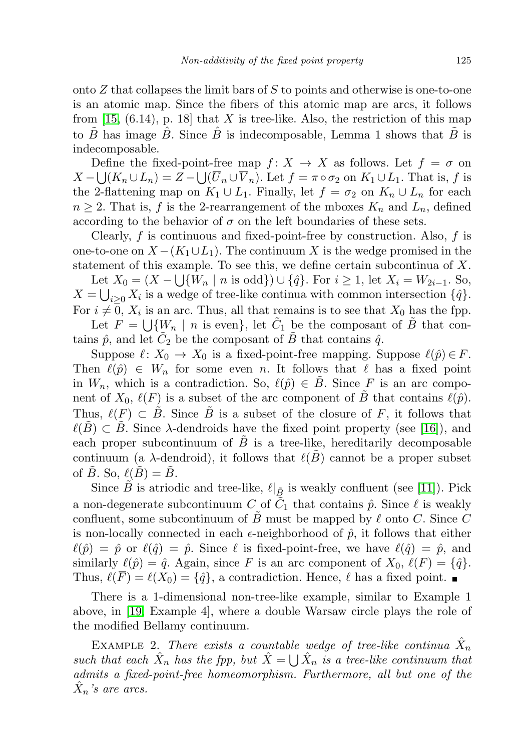onto $Z$ that collapses the limit bars of $S$ to points and otherwise is one-to-one is an atomic map. Since the fibers of this atomic map are arcs, it follows from [15, (6.14), p. 18] that $X$ is tree-like. Also, the restriction of this map to $\tilde{B}$ has image $\hat{B}$. Since $\hat{B}$ is indecomposable, Lemma 1 shows that $\tilde{B}$ is indecomposable.

Define the fixed-point-free map $f\colon X \to X$ as follows. Let $f = \sigma$ on $X - \bigcup(K_n \cup L_n) = Z - \bigcup(\overline{U}_n \cup \overline{V}_n)$. Let $f = \pi \circ \sigma_2$ on $K_1 \cup L_1$. That is, $f$ is the 2-flattening map on $K_1 \cup L_1$. Finally, let $f = \sigma_2$ on $K_n \cup L_n$ for each $n \geq 2$. That is, $f$ is the 2-rearrangement of the mboxes $K_n$ and $L_n$, defined according to the behavior of $\sigma$ on the left boundaries of these sets.

Clearly, $f$ is continuous and fixed-point-free by construction. Also, $f$ is one-to-one on $X - (K_1 \cup L_1)$. The continuum $X$ is the wedge promised in the statement of this example. To see this, we define certain subcontinua of $X$.

Let $X_0 = (X - \bigcup\{W_n \mid n \text{ is odd}\}) \cup \{\hat{q}\}$. For $i \geq 1$, let $X_i = W_{2i-1}$. So, $X = \bigcup_{i \geq 0} X_i$ is a wedge of tree-like continua with common intersection $\{\hat{q}\}$. For $i \neq 0$, $X_i$ is an arc. Thus, all that remains is to see that $X_0$ has the fpp.

Let $F = \bigcup\{W_n \mid n \text{ is even}\}$, let $\tilde{C}_1$ be the composant of $\tilde{B}$ that contains $\hat{p}$, and let $\tilde{C}_2$ be the composant of $\tilde{B}$ that contains $\hat{q}$.

Suppose $\ell\colon X_0 \to X_0$ is a fixed-point-free mapping. Suppose $\ell(\hat{p}) \in F$. Then $\ell(\hat{p}) \in W_n$ for some even $n$. It follows that $\ell$ has a fixed point in $W_n$, which is a contradiction. So, $\ell(\hat{p}) \in \tilde{B}$. Since $F$ is an arc component of $X_0$, $\ell(F)$ is a subset of the arc component of $\tilde{B}$ that contains $\ell(\hat{p})$. Thus, $\ell(F) \subset \tilde{B}$. Since $\tilde{B}$ is a subset of the closure of $F$, it follows that $\ell(\tilde{B}) \subset \tilde{B}$. Since $\lambda$-dendroids have the fixed point property (see [16]), and each proper subcontinuum of $\tilde{B}$ is a tree-like, hereditarily decomposable continuum (a $\lambda$-dendroid), it follows that $\ell(\tilde{B})$ cannot be a proper subset of $\tilde{B}$. So, $\ell(\tilde{B}) = \tilde{B}$.

Since $\tilde{B}$ is atriodic and tree-like, $\ell|_{\tilde{B}}$ is weakly confluent (see [11]). Pick a non-degenerate subcontinuum $C$ of $\tilde{C}_1$ that contains $\hat{p}$. Since $\ell$ is weakly confluent, some subcontinuum of $\tilde{B}$ must be mapped by $\ell$ onto $C$. Since $C$ is non-locally connected in each $\epsilon$-neighborhood of $\hat{p}$, it follows that either $\ell(\hat{p}) = \hat{p}$ or $\ell(\hat{q}) = \hat{p}$. Since $\ell$ is fixed-point-free, we have $\ell(\hat{q}) = \hat{p}$, and similarly $\ell(\hat{p}) = \hat{q}$. Again, since $F$ is an arc component of $X_0$, $\ell(F) = \{\hat{q}\}$. Thus, $\ell(\overline{F}) = \ell(X_0) = \{\hat{q}\}$, a contradiction. Hence, $\ell$ has a fixed point. ∎

There is a 1-dimensional non-tree-like example, similar to Example 1 above, in [19, Example 4], where a double Warsaw circle plays the role of the modified Bellamy continuum.

Example 2. *There exists a countable wedge of tree-like continua $\hat{X}_n$ such that each $\hat{X}_n$ has the fpp, but $\hat{X} = \bigcup \hat{X}_n$ is a tree-like continuum that admits a fixed-point-free homeomorphism. Furthermore, all but one of the $\hat{X}_n$'s are arcs.*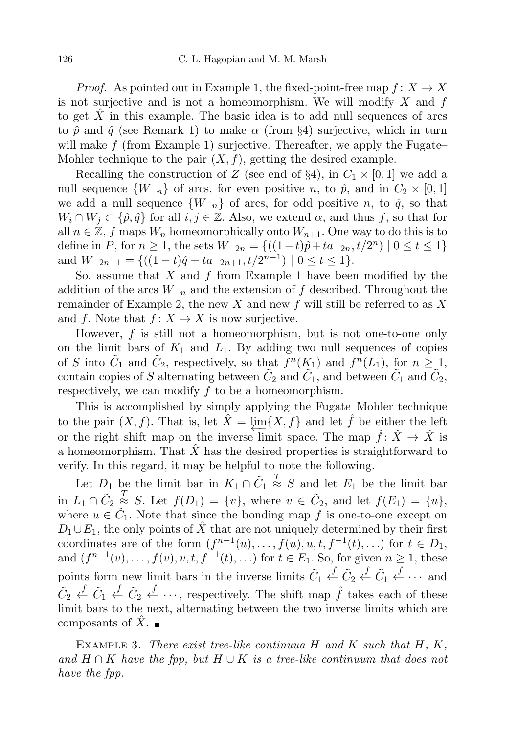*Proof.* As pointed out in Example 1, the fixed-point-free map $f\colon X \to X$ is not surjective and is not a homeomorphism. We will modify $X$ and $f$ to get $\hat{X}$ in this example. The basic idea is to add null sequences of arcs to $\hat{p}$ and $\hat{q}$ (see Remark 1) to make $\alpha$ (from §4) surjective, which in turn will make $f$ (from Example 1) surjective. Thereafter, we apply the Fugate–Mohler technique to the pair $(X, f)$, getting the desired example.

Recalling the construction of $Z$ (see end of §4), in $C_1 \times [0,1]$ we add a null sequence $\{W_{-n}\}$ of arcs, for even positive $n$, to $\hat{p}$, and in $C_2 \times [0,1]$ we add a null sequence $\{W_{-n}\}$ of arcs, for odd positive $n$, to $\hat{q}$, so that $W_i \cap W_j \subset \{\hat{p}, \hat{q}\}$ for all $i, j \in \mathbb{Z}$. Also, we extend $\alpha$, and thus $f$, so that for all $n \in \mathbb{Z}$, $f$ maps $W_n$ homeomorphically onto $W_{n+1}$. One way to do this is to define in $P$, for $n \geq 1$, the sets $W_{-2n} = \{((1-t)\hat{p} + ta_{-2n}, t/2^n) \mid 0 \leq t \leq 1\}$ and $W_{-2n+1} = \{((1-t)\hat{q} + ta_{-2n+1}, t/2^{n-1}) \mid 0 \leq t \leq 1\}$.

So, assume that $X$ and $f$ from Example 1 have been modified by the addition of the arcs $W_{-n}$ and the extension of $f$ described. Throughout the remainder of Example 2, the new $X$ and new $f$ will still be referred to as $X$ and $f$. Note that $f\colon X \to X$ is now surjective.

However, $f$ is still not a homeomorphism, but is not one-to-one only on the limit bars of $K_1$ and $L_1$. By adding two null sequences of copies of $S$ into $\tilde{C}_1$ and $\tilde{C}_2$, respectively, so that $f^n(K_1)$ and $f^n(L_1)$, for $n \geq 1$, contain copies of $S$ alternating between $\tilde{C}_2$ and $\tilde{C}_1$, and between $\tilde{C}_1$ and $\tilde{C}_2$, respectively, we can modify $f$ to be a homeomorphism.

This is accomplished by simply applying the Fugate–Mohler technique to the pair $(X, f)$. That is, let $\hat{X} = \varprojlim\{X, f\}$ and let $\hat{f}$ be either the left or the right shift map on the inverse limit space. The map $\hat{f}\colon \hat{X} \to \hat{X}$ is a homeomorphism. That $\hat{X}$ has the desired properties is straightforward to verify. In this regard, it may be helpful to note the following.

Let $D_1$ be the limit bar in $K_1 \cap \tilde{C}_1 \overset{T}{\approx} S$ and let $E_1$ be the limit bar in $L_1 \cap \tilde{C}_2 \overset{T}{\approx} S$. Let $f(D_1) = \{v\}$, where $v \in \tilde{C}_2$, and let $f(E_1) = \{u\}$, where $u \in \tilde{C}_1$. Note that since the bonding map $f$ is one-to-one except on $D_1 \cup E_1$, the only points of $\hat{X}$ that are not uniquely determined by their first coordinates are of the form $(f^{n-1}(u), \ldots, f(u), u, t, f^{-1}(t), \ldots)$ for $t \in D_1$, and $(f^{n-1}(v), \ldots, f(v), v, t, f^{-1}(t), \ldots)$ for $t \in E_1$. So, for given $n \geq 1$, these points form new limit bars in the inverse limits $\tilde{C}_1 \overset{f}{\leftarrow} \tilde{C}_2 \overset{f}{\leftarrow} \tilde{C}_1 \overset{f}{\leftarrow} \cdots$ and $\tilde{C}_2 \overset{f}{\leftarrow} \tilde{C}_1 \overset{f}{\leftarrow} \tilde{C}_2 \overset{f}{\leftarrow} \cdots$, respectively. The shift map $\hat{f}$ takes each of these limit bars to the next, alternating between the two inverse limits which are composants of $\hat{X}$. ∎

Example 3. *There exist tree-like continuua $H$ and $K$ such that $H$, $K$, and $H \cap K$ have the fpp, but $H \cup K$ is a tree-like continuum that does not have the fpp.*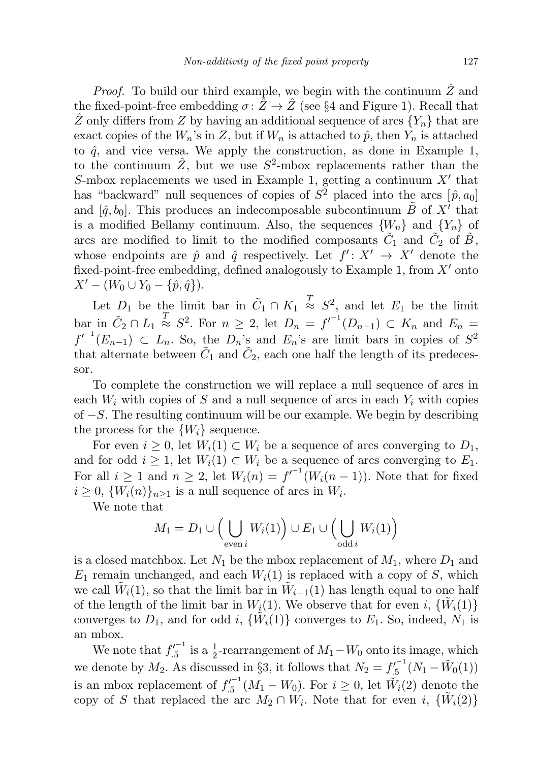*Proof.* To build our third example, we begin with the continuum $\hat{Z}$ and the fixed-point-free embedding $\sigma\colon \hat{Z} \to \hat{Z}$ (see §4 and Figure 1). Recall that $\hat{Z}$ only differs from $Z$ by having an additional sequence of arcs $\{Y_n\}$ that are exact copies of the $W_n$'s in $Z$, but if $W_n$ is attached to $\hat{p}$, then $Y_n$ is attached to $\hat{q}$, and vice versa. We apply the construction, as done in Example 1, to the continuum $\hat{Z}$, but we use $S^2$-mbox replacements rather than the $S$-mbox replacements we used in Example 1, getting a continuum $X'$ that has "backward" null sequences of copies of $S^2$ placed into the arcs $[\hat{p}, a_0]$ and $[\hat{q}, b_0]$. This produces an indecomposable subcontinuum $\tilde{B}$ of $X'$ that is a modified Bellamy continuum. Also, the sequences $\{W_n\}$ and $\{Y_n\}$ of arcs are modified to limit to the modified composants $\tilde{C}_1$ and $\tilde{C}_2$ of $\tilde{B}$, whose endpoints are $\hat{p}$ and $\hat{q}$ respectively. Let $f'\colon X' \to X'$ denote the fixed-point-free embedding, defined analogously to Example 1, from $X'$ onto $X' - (W_0 \cup Y_0 - \{\hat{p}, \hat{q}\})$.

Let $D_1$ be the limit bar in $\tilde{C}_1 \cap K_1 \overset{T}{\approx} S^2$, and let $E_1$ be the limit bar in $\tilde{C}_2 \cap L_1 \overset{T}{\approx} S^2$. For $n \geq 2$, let $D_n = {f'}^{-1}(D_{n-1}) \subset K_n$ and $E_n = {f'}^{-1}(E_{n-1}) \subset L_n$. So, the $D_n$'s and $E_n$'s are limit bars in copies of $S^2$ that alternate between $\tilde{C}_1$ and $\tilde{C}_2$, each one half the length of its predecessor.

To complete the construction we will replace a null sequence of arcs in each $W_i$ with copies of $S$ and a null sequence of arcs in each $Y_i$ with copies of $-S$. The resulting continuum will be our example. We begin by describing the process for the $\{W_i\}$ sequence.

For even $i \geq 0$, let $W_i(1) \subset W_i$ be a sequence of arcs converging to $D_1$, and for odd $i \geq 1$, let $W_i(1) \subset W_i$ be a sequence of arcs converging to $E_1$. For all $i \geq 1$ and $n \geq 2$, let $W_i(n) = {f'}^{-1}(W_i(n-1))$. Note that for fixed $i \geq 0$, $\{W_i(n)\}_{n \geq 1}$ is a null sequence of arcs in $W_i$.

We note that

$$M_1 = D_1 \cup \Big( \bigcup_{\text{even}\, i} W_i(1) \Big) \cup E_1 \cup \Big( \bigcup_{\text{odd}\, i} W_i(1) \Big)$$

is a closed matchbox. Let $N_1$ be the mbox replacement of $M_1$, where $D_1$ and $E_1$ remain unchanged, and each $W_i(1)$ is replaced with a copy of $S$, which we call $\tilde{W}_i(1)$, so that the limit bar in $\tilde{W}_{i+1}(1)$ has length equal to one half of the length of the limit bar in $W_i(1)$. We observe that for even $i$, $\{\tilde{W}_i(1)\}$ converges to $D_1$, and for odd $i$, $\{\tilde{W}_i(1)\}$ converges to $E_1$. So, indeed, $N_1$ is an mbox.

We note that ${f'}^{-1}_{.5}$ is a $\frac{1}{2}$-rearrangement of $M_1 - W_0$ onto its image, which we denote by $M_2$. As discussed in §3, it follows that $N_2 = {f'}^{-1}_{.5}(N_1 - \tilde{W}_0(1))$ is an mbox replacement of ${f'}^{-1}_{.5}(M_1 - W_0)$. For $i \geq 0$, let $\tilde{W}_i(2)$ denote the copy of $S$ that replaced the arc $M_2 \cap W_i$. Note that for even $i$, $\{\tilde{W}_i(2)\}$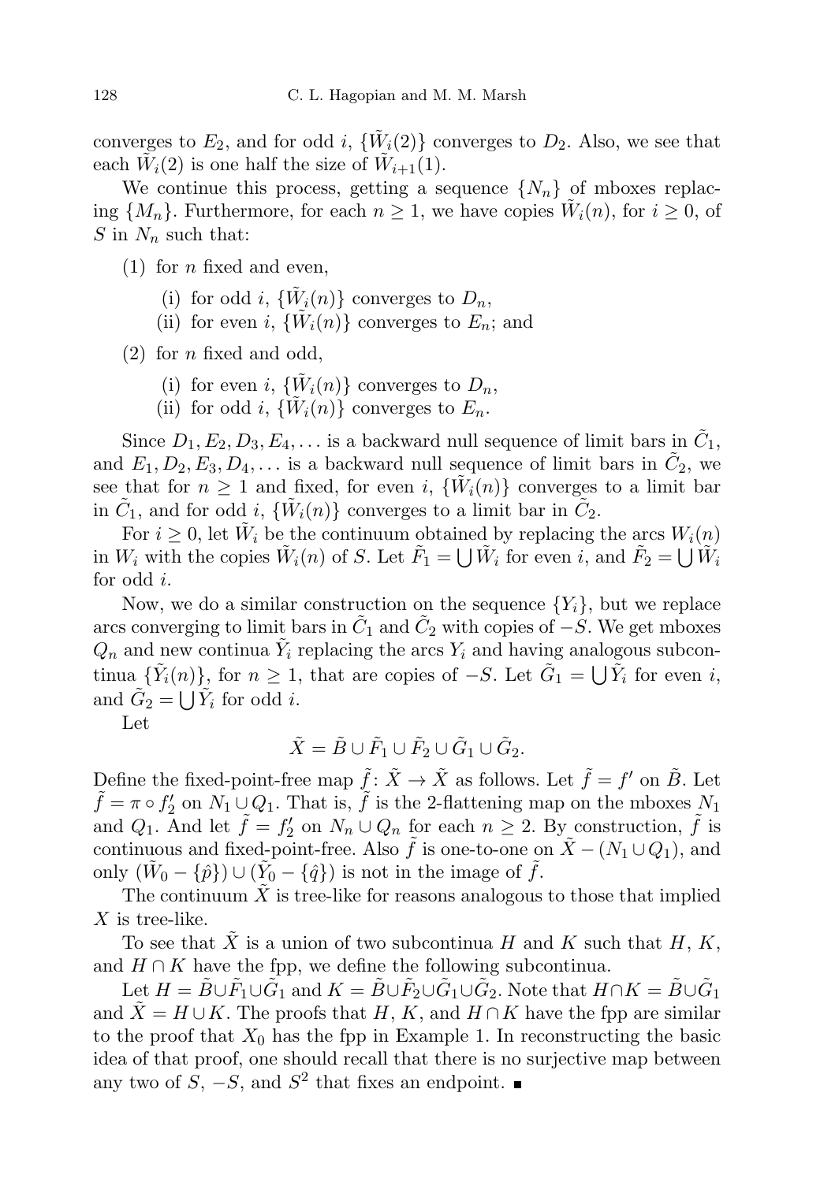converges to $E_2$, and for odd $i$, $\{\tilde{W}_i(2)\}$ converges to $D_2$. Also, we see that each $\tilde{W}_i(2)$ is one half the size of $\tilde{W}_{i+1}(1)$.

We continue this process, getting a sequence $\{N_n\}$ of mboxes replacing $\{M_n\}$. Furthermore, for each $n \geq 1$, we have copies $\tilde{W}_i(n)$, for $i \geq 0$, of $S$ in $N_n$ such that:

(1) for $n$ fixed and even,

  (i) for odd $i$, $\{\tilde{W}_i(n)\}$ converges to $D_n$,
  (ii) for even $i$, $\{\tilde{W}_i(n)\}$ converges to $E_n$; and

(2) for $n$ fixed and odd,

  (i) for even $i$, $\{\tilde{W}_i(n)\}$ converges to $D_n$,
  (ii) for odd $i$, $\{\tilde{W}_i(n)\}$ converges to $E_n$.

Since $D_1, E_2, D_3, E_4, \ldots$ is a backward null sequence of limit bars in $\tilde{C}_1$, and $E_1, D_2, E_3, D_4, \ldots$ is a backward null sequence of limit bars in $\tilde{C}_2$, we see that for $n \geq 1$ and fixed, for even $i$, $\{\tilde{W}_i(n)\}$ converges to a limit bar in $\tilde{C}_1$, and for odd $i$, $\{\tilde{W}_i(n)\}$ converges to a limit bar in $\tilde{C}_2$.

For $i \geq 0$, let $\tilde{W}_i$ be the continuum obtained by replacing the arcs $W_i(n)$ in $W_i$ with the copies $\tilde{W}_i(n)$ of $S$. Let $\tilde{F}_1 = \bigcup \tilde{W}_i$ for even $i$, and $\tilde{F}_2 = \bigcup \tilde{W}_i$ for odd $i$.

Now, we do a similar construction on the sequence $\{Y_i\}$, but we replace arcs converging to limit bars in $\tilde{C}_1$ and $\tilde{C}_2$ with copies of $-S$. We get mboxes $Q_n$ and new continua $\tilde{Y}_i$ replacing the arcs $Y_i$ and having analogous subcontinua $\{\tilde{Y}_i(n)\}$, for $n \geq 1$, that are copies of $-S$. Let $\tilde{G}_1 = \bigcup \tilde{Y}_i$ for even $i$, and $\tilde{G}_2 = \bigcup \tilde{Y}_i$ for odd $i$.

Let

$$\tilde{X} = \tilde{B} \cup \tilde{F}_1 \cup \tilde{F}_2 \cup \tilde{G}_1 \cup \tilde{G}_2.$$

Define the fixed-point-free map $\tilde{f} \colon \tilde{X} \to \tilde{X}$ as follows. Let $\tilde{f} = f'$ on $\tilde{B}$. Let $\tilde{f} = \pi \circ f_2'$ on $N_1 \cup Q_1$. That is, $\tilde{f}$ is the 2-flattening map on the mboxes $N_1$ and $Q_1$. And let $\tilde{f} = f_2'$ on $N_n \cup Q_n$ for each $n \geq 2$. By construction, $\tilde{f}$ is continuous and fixed-point-free. Also $\tilde{f}$ is one-to-one on $\tilde{X} - (N_1 \cup Q_1)$, and only $(\tilde{W}_0 - \{\hat{p}\}) \cup (\tilde{Y}_0 - \{\hat{q}\})$ is not in the image of $\tilde{f}$.

The continuum $\tilde{X}$ is tree-like for reasons analogous to those that implied $X$ is tree-like.

To see that $\tilde{X}$ is a union of two subcontinua $H$ and $K$ such that $H$, $K$, and $H \cap K$ have the fpp, we define the following subcontinua.

Let $H = \tilde{B} \cup \tilde{F}_1 \cup \tilde{G}_1$ and $K = \tilde{B} \cup \tilde{F}_2 \cup \tilde{G}_1 \cup \tilde{G}_2$. Note that $H \cap K = \tilde{B} \cup \tilde{G}_1$ and $\tilde{X} = H \cup K$. The proofs that $H$, $K$, and $H \cap K$ have the fpp are similar to the proof that $X_0$ has the fpp in Example 1. In reconstructing the basic idea of that proof, one should recall that there is no surjective map between any two of $S$, $-S$, and $S^2$ that fixes an endpoint. ∎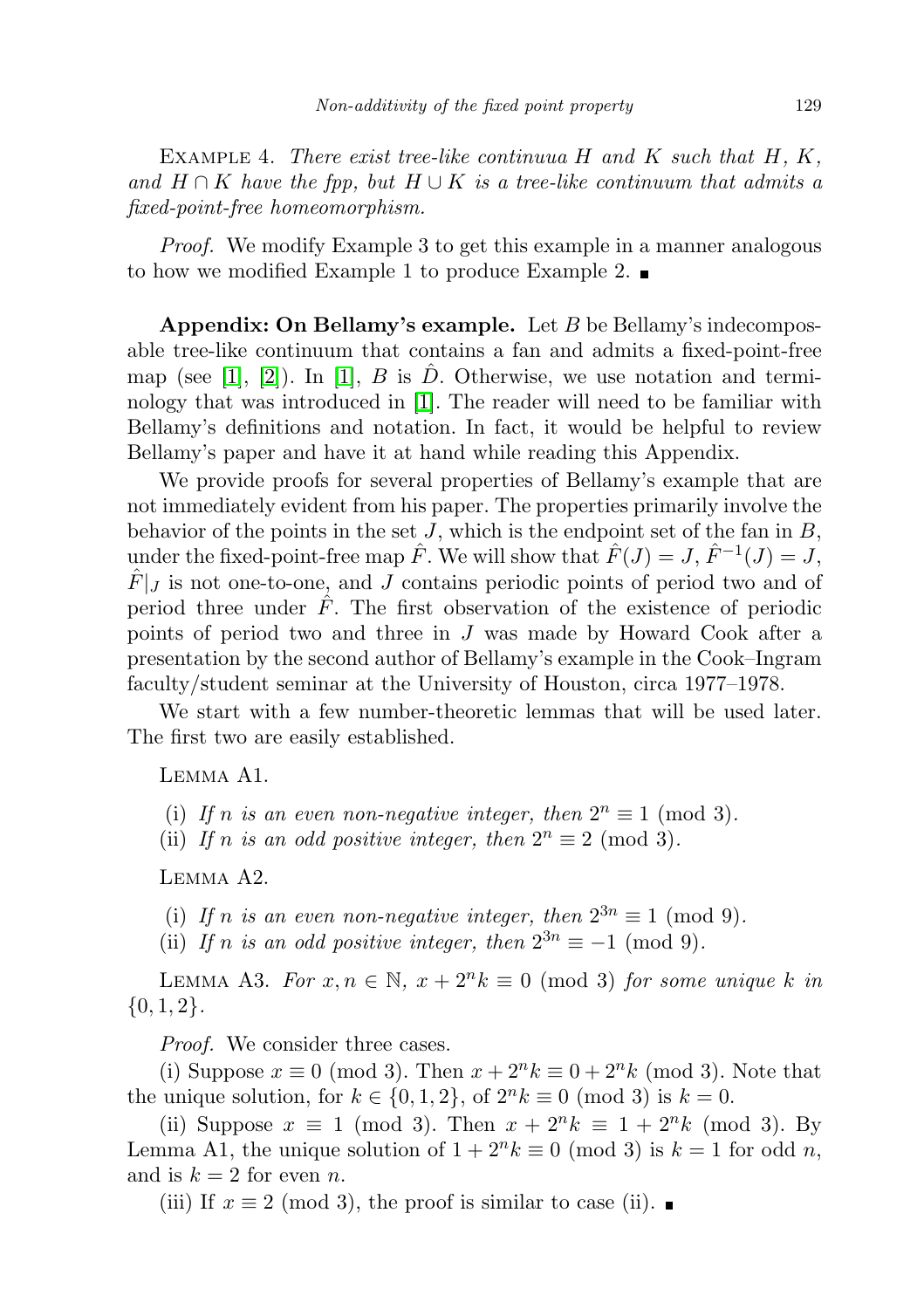Example 4. *There exist tree-like continuua $H$ and $K$ such that $H$, $K$, and $H \cap K$ have the fpp, but $H \cup K$ is a tree-like continuum that admits a fixed-point-free homeomorphism.*

*Proof.* We modify Example 3 to get this example in a manner analogous to how we modified Example 1 to produce Example 2. ∎

**Appendix: On Bellamy's example.** Let $B$ be Bellamy's indecomposable tree-like continuum that contains a fan and admits a fixed-point-free map (see [1], [2]). In [1], $B$ is $\hat{D}$. Otherwise, we use notation and terminology that was introduced in [1]. The reader will need to be familiar with Bellamy's definitions and notation. In fact, it would be helpful to review Bellamy's paper and have it at hand while reading this Appendix.

We provide proofs for several properties of Bellamy's example that are not immediately evident from his paper. The properties primarily involve the behavior of the points in the set $J$, which is the endpoint set of the fan in $B$, under the fixed-point-free map $\hat{F}$. We will show that $\hat{F}(J) = J$, $\hat{F}^{-1}(J) = J$, $\hat{F}|_J$ is not one-to-one, and $J$ contains periodic points of period two and of period three under $\hat{F}$. The first observation of the existence of periodic points of period two and three in $J$ was made by Howard Cook after a presentation by the second author of Bellamy's example in the Cook–Ingram faculty/student seminar at the University of Houston, circa 1977–1978.

We start with a few number-theoretic lemmas that will be used later. The first two are easily established.

Lemma A1.

(i) *If $n$ is an even non-negative integer, then $2^n \equiv 1 \pmod 3$.*
(ii) *If $n$ is an odd positive integer, then $2^n \equiv 2 \pmod 3$.*

Lemma A2.

(i) *If $n$ is an even non-negative integer, then $2^{3n} \equiv 1 \pmod 9$.*
(ii) *If $n$ is an odd positive integer, then $2^{3n} \equiv -1 \pmod 9$.*

Lemma A3. *For $x, n \in \mathbb{N}$, $x + 2^n k \equiv 0 \pmod 3$ for some unique $k$ in $\{0, 1, 2\}$.*

*Proof.* We consider three cases.

(i) Suppose $x \equiv 0 \pmod 3$. Then $x + 2^n k \equiv 0 + 2^n k \pmod 3$. Note that the unique solution, for $k \in \{0, 1, 2\}$, of $2^n k \equiv 0 \pmod 3$ is $k = 0$.

(ii) Suppose $x \equiv 1 \pmod 3$. Then $x + 2^n k \equiv 1 + 2^n k \pmod 3$. By Lemma A1, the unique solution of $1 + 2^n k \equiv 0 \pmod 3$ is $k = 1$ for odd $n$, and is $k = 2$ for even $n$.

(iii) If $x \equiv 2 \pmod 3$, the proof is similar to case (ii). ∎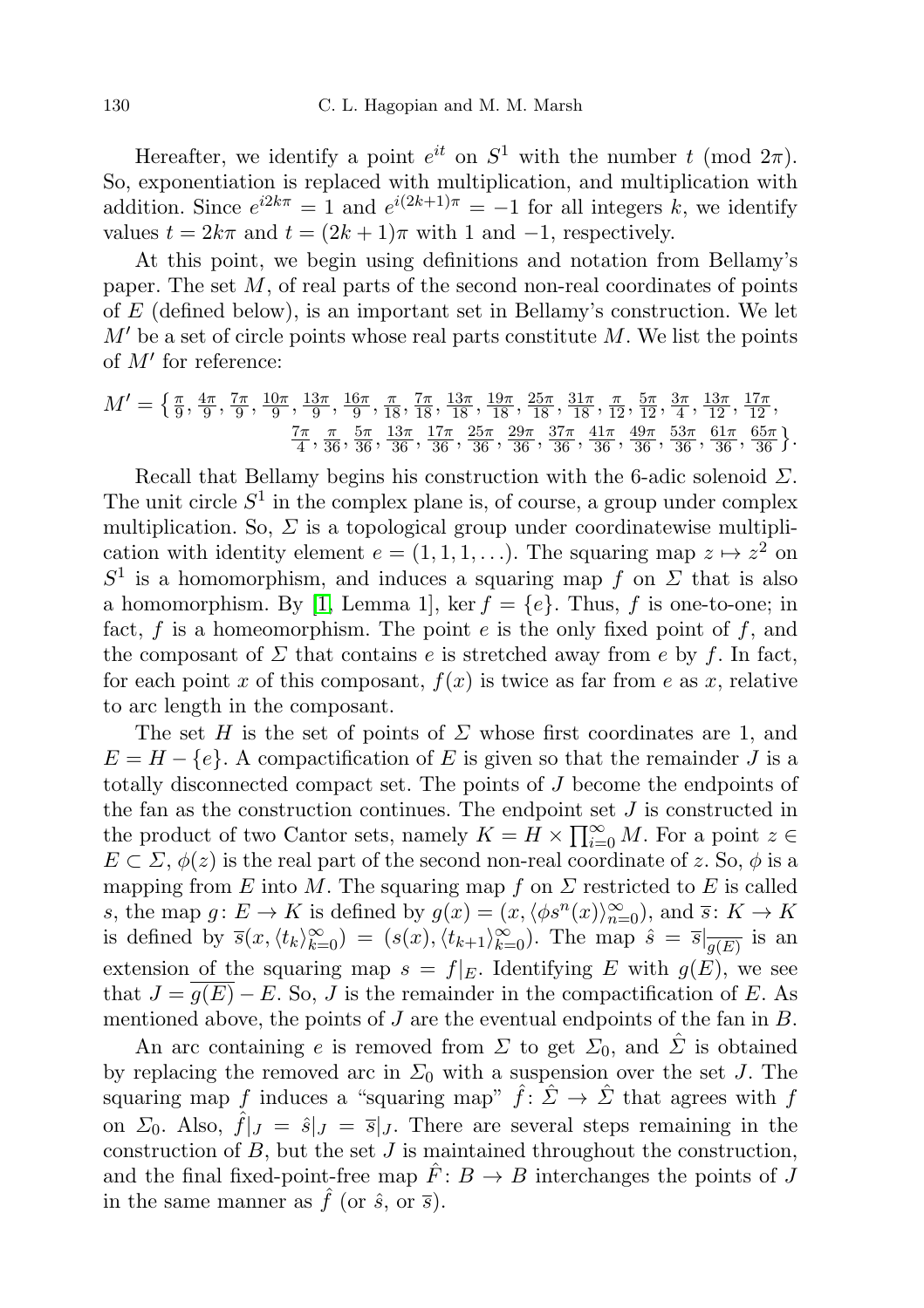Hereafter, we identify a point $e^{it}$ on $S^1$ with the number $t \pmod{2\pi}$. So, exponentiation is replaced with multiplication, and multiplication with addition. Since $e^{i2k\pi} = 1$ and $e^{i(2k+1)\pi} = -1$ for all integers $k$, we identify values $t = 2k\pi$ and $t = (2k+1)\pi$ with 1 and $-1$, respectively.

At this point, we begin using definitions and notation from Bellamy's paper. The set $M$, of real parts of the second non-real coordinates of points of $E$ (defined below), is an important set in Bellamy's construction. We let $M'$ be a set of circle points whose real parts constitute $M$. We list the points of $M'$ for reference:

$$M' = \left\{ \tfrac{\pi}{9}, \tfrac{4\pi}{9}, \tfrac{7\pi}{9}, \tfrac{10\pi}{9}, \tfrac{13\pi}{9}, \tfrac{16\pi}{9}, \tfrac{\pi}{18}, \tfrac{7\pi}{18}, \tfrac{13\pi}{18}, \tfrac{19\pi}{18}, \tfrac{25\pi}{18}, \tfrac{31\pi}{18}, \tfrac{\pi}{12}, \tfrac{5\pi}{12}, \tfrac{3\pi}{4}, \tfrac{13\pi}{12}, \tfrac{17\pi}{12}, \tfrac{7\pi}{4}, \tfrac{\pi}{36}, \tfrac{5\pi}{36}, \tfrac{13\pi}{36}, \tfrac{17\pi}{36}, \tfrac{25\pi}{36}, \tfrac{29\pi}{36}, \tfrac{37\pi}{36}, \tfrac{41\pi}{36}, \tfrac{49\pi}{36}, \tfrac{53\pi}{36}, \tfrac{61\pi}{36}, \tfrac{65\pi}{36} \right\}.$$

Recall that Bellamy begins his construction with the 6-adic solenoid $\Sigma$. The unit circle $S^1$ in the complex plane is, of course, a group under complex multiplication. So, $\Sigma$ is a topological group under coordinatewise multiplication with identity element $e = (1, 1, 1, \ldots)$. The squaring map $z \mapsto z^2$ on $S^1$ is a homomorphism, and induces a squaring map $f$ on $\Sigma$ that is also a homomorphism. By [1, Lemma 1], $\ker f = \{e\}$. Thus, $f$ is one-to-one; in fact, $f$ is a homeomorphism. The point $e$ is the only fixed point of $f$, and the composant of $\Sigma$ that contains $e$ is stretched away from $e$ by $f$. In fact, for each point $x$ of this composant, $f(x)$ is twice as far from $e$ as $x$, relative to arc length in the composant.

The set $H$ is the set of points of $\Sigma$ whose first coordinates are 1, and $E = H - \{e\}$. A compactification of $E$ is given so that the remainder $J$ is a totally disconnected compact set. The points of $J$ become the endpoints of the fan as the construction continues. The endpoint set $J$ is constructed in the product of two Cantor sets, namely $K = H \times \prod_{i=0}^{\infty} M$. For a point $z \in E \subset \Sigma$, $\phi(z)$ is the real part of the second non-real coordinate of $z$. So, $\phi$ is a mapping from $E$ into $M$. The squaring map $f$ on $\Sigma$ restricted to $E$ is called $s$, the map $g\colon E \to K$ is defined by $g(x) = (x, \langle \phi s^n(x) \rangle_{n=0}^{\infty})$, and $\overline{s}\colon K \to K$ is defined by $\overline{s}(x, \langle t_k \rangle_{k=0}^{\infty}) = (s(x), \langle t_{k+1} \rangle_{k=0}^{\infty})$. The map $\hat{s} = \overline{s}|_{\overline{g(E)}}$ is an extension of the squaring map $s = f|_E$. Identifying $E$ with $g(E)$, we see that $J = \overline{g(E)} - E$. So, $J$ is the remainder in the compactification of $E$. As mentioned above, the points of $J$ are the eventual endpoints of the fan in $B$.

An arc containing $e$ is removed from $\Sigma$ to get $\Sigma_0$, and $\hat{\Sigma}$ is obtained by replacing the removed arc in $\Sigma_0$ with a suspension over the set $J$. The squaring map $f$ induces a "squaring map" $\hat{f}\colon \hat{\Sigma} \to \hat{\Sigma}$ that agrees with $f$ on $\Sigma_0$. Also, $\hat{f}|_J = \hat{s}|_J = \overline{s}|_J$. There are several steps remaining in the construction of $B$, but the set $J$ is maintained throughout the construction, and the final fixed-point-free map $\hat{F}\colon B \to B$ interchanges the points of $J$ in the same manner as $\hat{f}$ (or $\hat{s}$, or $\overline{s}$).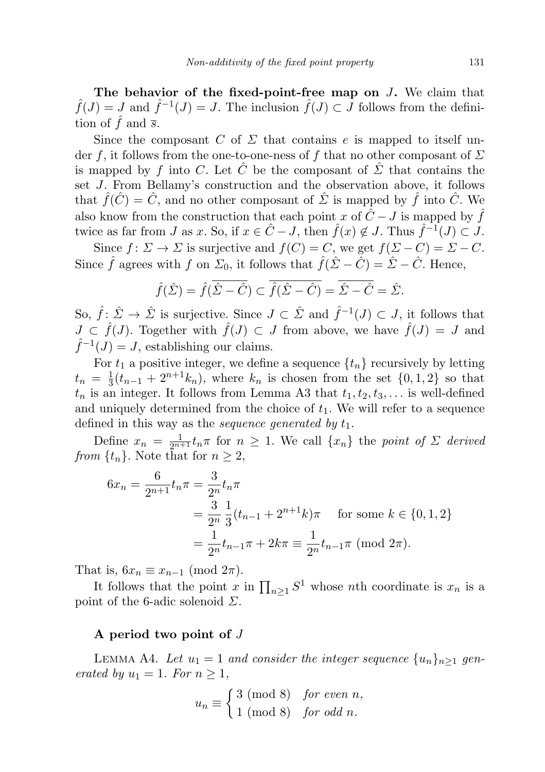**The behavior of the fixed-point-free map on $J$.** We claim that $\hat{f}(J) = J$ and $\hat{f}^{-1}(J) = J$. The inclusion $\hat{f}(J) \subset J$ follows from the definition of $\hat{f}$ and $\overline{s}$.

Since the composant $C$ of $\Sigma$ that contains $e$ is mapped to itself under $f$, it follows from the one-to-one-ness of $f$ that no other composant of $\Sigma$ is mapped by $f$ into $C$. Let $\hat{C}$ be the composant of $\hat{\Sigma}$ that contains the set $J$. From Bellamy's construction and the observation above, it follows that $\hat{f}(\hat{C}) = \hat{C}$, and no other composant of $\hat{\Sigma}$ is mapped by $\hat{f}$ into $\hat{C}$. We also know from the construction that each point $x$ of $\hat{C} - J$ is mapped by $\hat{f}$ twice as far from $J$ as $x$. So, if $x \in \hat{C} - J$, then $\hat{f}(x) \notin J$. Thus $\hat{f}^{-1}(J) \subset J$.

Since $f\colon \Sigma \to \Sigma$ is surjective and $f(C) = C$, we get $f(\Sigma - C) = \Sigma - C$. Since $\hat{f}$ agrees with $f$ on $\Sigma_0$, it follows that $\hat{f}(\hat{\Sigma} - \hat{C}) = \hat{\Sigma} - \hat{C}$. Hence,

$$\hat{f}(\hat{\Sigma}) = \hat{f}(\overline{\hat{\Sigma} - \hat{C}}) \subset \overline{\hat{f}(\hat{\Sigma} - \hat{C})} = \overline{\hat{\Sigma} - \hat{C}} = \hat{\Sigma}.$$

So, $\hat{f}\colon \hat{\Sigma} \to \hat{\Sigma}$ is surjective. Since $J \subset \hat{\Sigma}$ and $\hat{f}^{-1}(J) \subset J$, it follows that $J \subset \hat{f}(J)$. Together with $\hat{f}(J) \subset J$ from above, we have $\hat{f}(J) = J$ and $\hat{f}^{-1}(J) = J$, establishing our claims.

For $t_1$ a positive integer, we define a sequence $\{t_n\}$ recursively by letting $t_n = \frac{1}{3}(t_{n-1} + 2^{n+1}k_n)$, where $k_n$ is chosen from the set $\{0, 1, 2\}$ so that $t_n$ is an integer. It follows from Lemma A3 that $t_1, t_2, t_3, \ldots$ is well-defined and uniquely determined from the choice of $t_1$. We will refer to a sequence defined in this way as the *sequence generated by* $t_1$.

Define $x_n = \frac{1}{2^{n+1}} t_n \pi$ for $n \geq 1$. We call $\{x_n\}$ the *point of* $\Sigma$ *derived from* $\{t_n\}$. Note that for $n \geq 2$,

$$\begin{aligned}
6x_n = \frac{6}{2^{n+1}} t_n \pi &= \frac{3}{2^n} t_n \pi \\
&= \frac{3}{2^n} \frac{1}{3}(t_{n-1} + 2^{n+1}k)\pi \quad \text{ for some } k \in \{0, 1, 2\} \\
&= \frac{1}{2^n} t_{n-1}\pi + 2k\pi \equiv \frac{1}{2^n} t_{n-1}\pi \pmod{2\pi}.
\end{aligned}$$

That is, $6x_n \equiv x_{n-1} \pmod{2\pi}$.

It follows that the point $x$ in $\prod_{n \geq 1} S^1$ whose $n$th coordinate is $x_n$ is a point of the 6-adic solenoid $\Sigma$.

### A period two point of $J$

Lemma A4. *Let $u_1 = 1$ and consider the integer sequence $\{u_n\}_{n \geq 1}$ generated by $u_1 = 1$. For $n \geq 1$,*

$$u_n \equiv \begin{cases} 3 \pmod 8 & \textit{for even } n, \\ 1 \pmod 8 & \textit{for odd } n. \end{cases}$$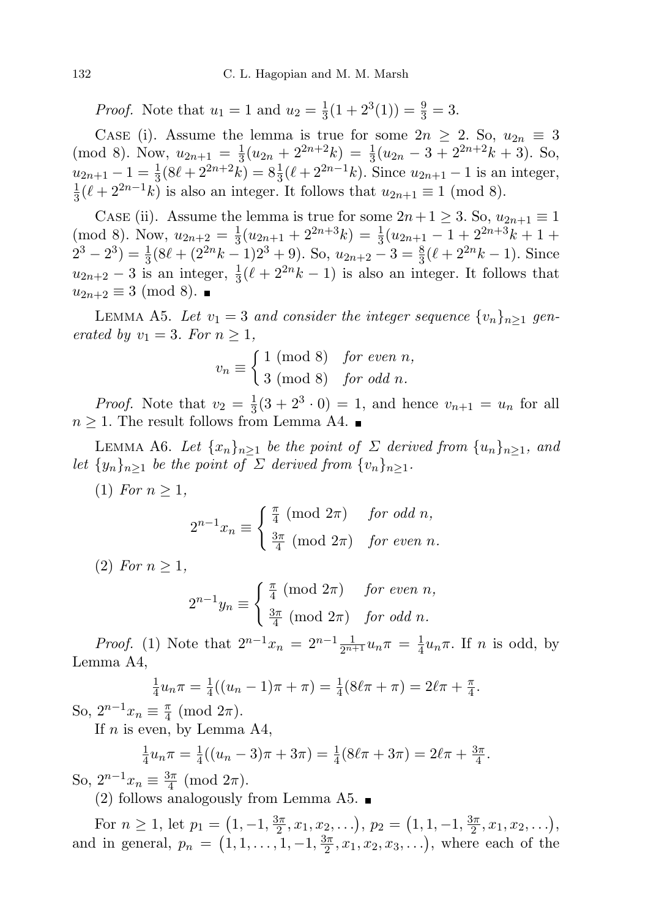*Proof.* Note that $u_1 = 1$ and $u_2 = \frac{1}{3}(1 + 2^3(1)) = \frac{9}{3} = 3$.

Case (i). Assume the lemma is true for some $2n \geq 2$. So, $u_{2n} \equiv 3 \pmod 8$. Now, $u_{2n+1} = \frac{1}{3}(u_{2n} + 2^{2n+2}k) = \frac{1}{3}(u_{2n} - 3 + 2^{2n+2}k + 3)$. So, $u_{2n+1} - 1 = \frac{1}{3}(8\ell + 2^{2n+2}k) = 8\frac{1}{3}(\ell + 2^{2n-1}k)$. Since $u_{2n+1} - 1$ is an integer, $\frac{1}{3}(\ell + 2^{2n-1}k)$ is also an integer. It follows that $u_{2n+1} \equiv 1 \pmod 8$.

Case (ii). Assume the lemma is true for some $2n+1 \geq 3$. So, $u_{2n+1} \equiv 1 \pmod 8$. Now, $u_{2n+2} = \frac{1}{3}(u_{2n+1} + 2^{2n+3}k) = \frac{1}{3}(u_{2n+1} - 1 + 2^{2n+3}k + 1 + 2^3 - 2^3) = \frac{1}{3}(8\ell + (2^{2n}k - 1)2^3 + 9)$. So, $u_{2n+2} - 3 = \frac{8}{3}(\ell + 2^{2n}k - 1)$. Since $u_{2n+2} - 3$ is an integer, $\frac{1}{3}(\ell + 2^{2n}k - 1)$ is also an integer. It follows that $u_{2n+2} \equiv 3 \pmod 8$. ∎

Lemma A5. *Let $v_1 = 3$ and consider the integer sequence $\{v_n\}_{n\geq 1}$ generated by $v_1 = 3$. For $n \geq 1$,*

$$v_n \equiv \begin{cases} 1 \pmod 8 & \text{for even } n, \\ 3 \pmod 8 & \text{for odd } n. \end{cases}$$

*Proof.* Note that $v_2 = \frac{1}{3}(3 + 2^3 \cdot 0) = 1$, and hence $v_{n+1} = u_n$ for all $n \geq 1$. The result follows from Lemma A4. ∎

Lemma A6. *Let $\{x_n\}_{n\geq 1}$ be the point of $\Sigma$ derived from $\{u_n\}_{n\geq 1}$, and let $\{y_n\}_{n\geq 1}$ be the point of $\Sigma$ derived from $\{v_n\}_{n\geq 1}$.*

(1) *For $n \geq 1$,*

$$2^{n-1}x_n \equiv \begin{cases} \frac{\pi}{4} \pmod{2\pi} & \text{for odd } n, \\ \frac{3\pi}{4} \pmod{2\pi} & \text{for even } n. \end{cases}$$

(2) *For $n \geq 1$,*

$$2^{n-1}y_n \equiv \begin{cases} \frac{\pi}{4} \pmod{2\pi} & \text{for even } n, \\ \frac{3\pi}{4} \pmod{2\pi} & \text{for odd } n. \end{cases}$$

*Proof.* (1) Note that $2^{n-1}x_n = 2^{n-1}\frac{1}{2^{n+1}}u_n\pi = \frac{1}{4}u_n\pi$. If $n$ is odd, by Lemma A4,

$$\tfrac{1}{4}u_n\pi = \tfrac{1}{4}((u_n - 1)\pi + \pi) = \tfrac{1}{4}(8\ell\pi + \pi) = 2\ell\pi + \tfrac{\pi}{4}.$$

So, $2^{n-1}x_n \equiv \frac{\pi}{4} \pmod{2\pi}$.

If $n$ is even, by Lemma A4,

$$\tfrac{1}{4}u_n\pi = \tfrac{1}{4}((u_n - 3)\pi + 3\pi) = \tfrac{1}{4}(8\ell\pi + 3\pi) = 2\ell\pi + \tfrac{3\pi}{4}.$$

So, $2^{n-1}x_n \equiv \frac{3\pi}{4} \pmod{2\pi}$.

(2) follows analogously from Lemma A5. ∎

For $n \geq 1$, let $p_1 = \left(1, -1, \frac{3\pi}{2}, x_1, x_2, \ldots\right)$, $p_2 = \left(1, 1, -1, \frac{3\pi}{2}, x_1, x_2, \ldots\right)$, and in general, $p_n = \left(1, 1, \ldots, 1, -1, \frac{3\pi}{2}, x_1, x_2, x_3, \ldots\right)$, where each of the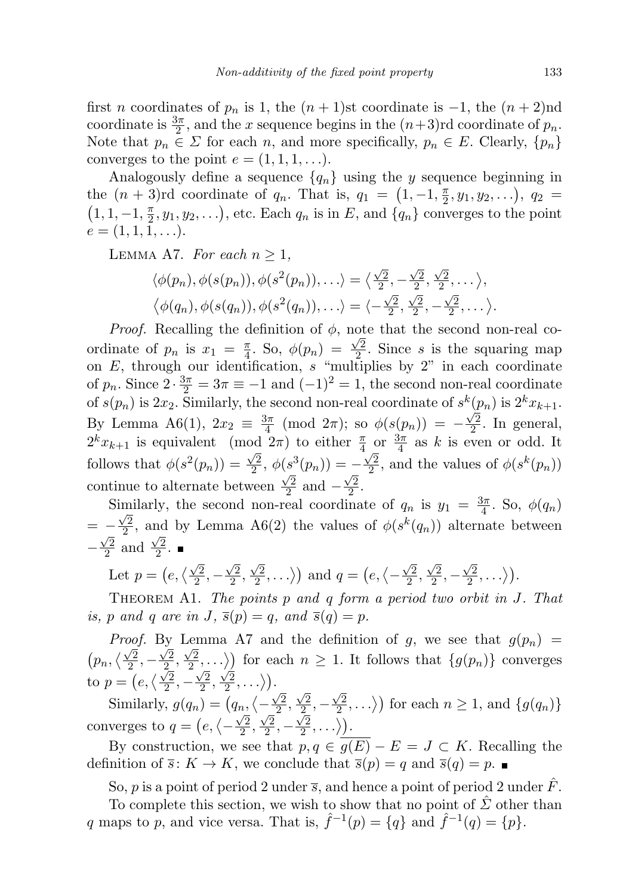first $n$ coordinates of $p_n$ is 1, the $(n+1)$st coordinate is $-1$, the $(n+2)$nd coordinate is $\frac{3\pi}{2}$, and the $x$ sequence begins in the $(n+3)$rd coordinate of $p_n$. Note that $p_n \in \Sigma$ for each $n$, and more specifically, $p_n \in E$. Clearly, $\{p_n\}$ converges to the point $e = (1, 1, 1, \ldots)$.

Analogously define a sequence $\{q_n\}$ using the $y$ sequence beginning in the $(n+3)$rd coordinate of $q_n$. That is, $q_1 = \big(1, -1, \frac{\pi}{2}, y_1, y_2, \ldots\big)$, $q_2 = \big(1, 1, -1, \frac{\pi}{2}, y_1, y_2, \ldots\big)$, etc. Each $q_n$ is in $E$, and $\{q_n\}$ converges to the point $e = (1, 1, 1, \ldots)$.

Lemma A7. *For each* $n \geq 1$,

$$\langle \phi(p_n), \phi(s(p_n)), \phi(s^2(p_n)), \ldots \rangle = \big\langle \tfrac{\sqrt{2}}{2}, -\tfrac{\sqrt{2}}{2}, \tfrac{\sqrt{2}}{2}, \ldots \big\rangle,$$
$$\big\langle \phi(q_n), \phi(s(q_n)), \phi(s^2(q_n)), \ldots \rangle = \langle -\tfrac{\sqrt{2}}{2}, \tfrac{\sqrt{2}}{2}, -\tfrac{\sqrt{2}}{2}, \ldots \big\rangle.$$

*Proof.* Recalling the definition of $\phi$, note that the second non-real coordinate of $p_n$ is $x_1 = \frac{\pi}{4}$. So, $\phi(p_n) = \frac{\sqrt{2}}{2}$. Since $s$ is the squaring map on $E$, through our identification, $s$ "multiplies by 2" in each coordinate of $p_n$. Since $2 \cdot \frac{3\pi}{2} = 3\pi \equiv -1$ and $(-1)^2 = 1$, the second non-real coordinate of $s(p_n)$ is $2x_2$. Similarly, the second non-real coordinate of $s^k(p_n)$ is $2^k x_{k+1}$. By Lemma A6(1), $2x_2 \equiv \frac{3\pi}{4} \pmod{2\pi}$; so $\phi(s(p_n)) = -\frac{\sqrt{2}}{2}$. In general, $2^k x_{k+1}$ is equivalent $\pmod{2\pi}$ to either $\frac{\pi}{4}$ or $\frac{3\pi}{4}$ as $k$ is even or odd. It follows that $\phi(s^2(p_n)) = \frac{\sqrt{2}}{2}$, $\phi(s^3(p_n)) = -\frac{\sqrt{2}}{2}$, and the values of $\phi(s^k(p_n))$ continue to alternate between $\frac{\sqrt{2}}{2}$ and $-\frac{\sqrt{2}}{2}$.

Similarly, the second non-real coordinate of $q_n$ is $y_1 = \frac{3\pi}{4}$. So, $\phi(q_n) = -\frac{\sqrt{2}}{2}$, and by Lemma A6(2) the values of $\phi(s^k(q_n))$ alternate between $-\frac{\sqrt{2}}{2}$ and $\frac{\sqrt{2}}{2}$. ∎

Let $p = \big(e, \big\langle \frac{\sqrt{2}}{2}, -\frac{\sqrt{2}}{2}, \frac{\sqrt{2}}{2}, \ldots \big\rangle\big)$ and $q = \big(e, \big\langle -\frac{\sqrt{2}}{2}, \frac{\sqrt{2}}{2}, -\frac{\sqrt{2}}{2}, \ldots \big\rangle\big)$.

Theorem A1. *The points $p$ and $q$ form a period two orbit in $J$. That is, $p$ and $q$ are in $J$, $\overline{s}(p) = q$, and $\overline{s}(q) = p$.*

*Proof.* By Lemma A7 and the definition of $g$, we see that $g(p_n) = \big(p_n, \big\langle \frac{\sqrt{2}}{2}, -\frac{\sqrt{2}}{2}, \frac{\sqrt{2}}{2}, \ldots \big\rangle\big)$ for each $n \geq 1$. It follows that $\{g(p_n)\}$ converges to $p = \big(e, \big\langle \frac{\sqrt{2}}{2}, -\frac{\sqrt{2}}{2}, \frac{\sqrt{2}}{2}, \ldots \big\rangle\big)$.

Similarly, $g(q_n) = \big(q_n, \big\langle -\frac{\sqrt{2}}{2}, \frac{\sqrt{2}}{2}, -\frac{\sqrt{2}}{2}, \ldots \big\rangle\big)$ for each $n \geq 1$, and $\{g(q_n)\}$ converges to $q = \big(e, \big\langle -\frac{\sqrt{2}}{2}, \frac{\sqrt{2}}{2}, -\frac{\sqrt{2}}{2}, \ldots \big\rangle\big)$.

By construction, we see that $p, q \in \overline{g(E)} - E = J \subset K$. Recalling the definition of $\overline{s} \colon K \to K$, we conclude that $\overline{s}(p) = q$ and $\overline{s}(q) = p$. ∎

So, $p$ is a point of period 2 under $\overline{s}$, and hence a point of period 2 under $\hat{F}$.

To complete this section, we wish to show that no point of $\hat{\Sigma}$ other than $q$ maps to $p$, and vice versa. That is, $\hat{f}^{-1}(p) = \{q\}$ and $\hat{f}^{-1}(q) = \{p\}$.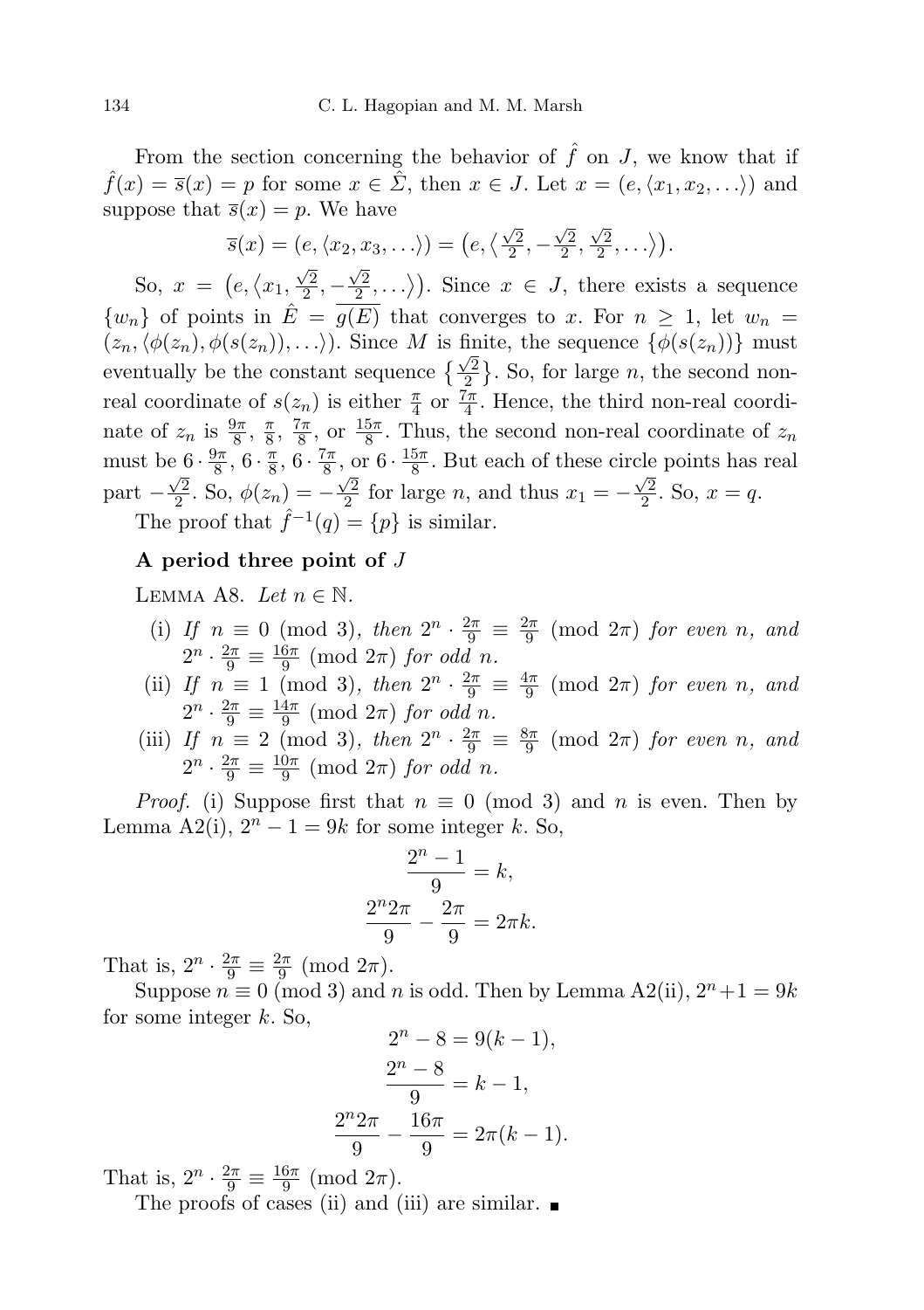From the section concerning the behavior of $\hat{f}$ on $J$, we know that if $\hat{f}(x) = \overline{s}(x) = p$ for some $x \in \hat{\Sigma}$, then $x \in J$. Let $x = (e, \langle x_1, x_2, \ldots \rangle)$ and suppose that $\overline{s}(x) = p$. We have

$$\overline{s}(x) = (e, \langle x_2, x_3, \ldots \rangle) = \left(e, \left\langle \tfrac{\sqrt{2}}{2}, -\tfrac{\sqrt{2}}{2}, \tfrac{\sqrt{2}}{2}, \ldots \right\rangle\right).$$

So, $x = \left(e, \left\langle x_1, \frac{\sqrt{2}}{2}, -\frac{\sqrt{2}}{2}, \ldots \right\rangle\right)$. Since $x \in J$, there exists a sequence $\{w_n\}$ of points in $\hat{E} = \overline{g(E)}$ that converges to $x$. For $n \geq 1$, let $w_n = (z_n, \langle \phi(z_n), \phi(s(z_n)), \ldots \rangle)$. Since $M$ is finite, the sequence $\{\phi(s(z_n))\}$ must eventually be the constant sequence $\left\{\frac{\sqrt{2}}{2}\right\}$. So, for large $n$, the second non-real coordinate of $s(z_n)$ is either $\frac{\pi}{4}$ or $\frac{7\pi}{4}$. Hence, the third non-real coordinate of $z_n$ is $\frac{9\pi}{8}$, $\frac{\pi}{8}$, $\frac{7\pi}{8}$, or $\frac{15\pi}{8}$. Thus, the second non-real coordinate of $z_n$ must be $6 \cdot \frac{9\pi}{8}$, $6 \cdot \frac{\pi}{8}$, $6 \cdot \frac{7\pi}{8}$, or $6 \cdot \frac{15\pi}{8}$. But each of these circle points has real part $-\frac{\sqrt{2}}{2}$. So, $\phi(z_n) = -\frac{\sqrt{2}}{2}$ for large $n$, and thus $x_1 = -\frac{\sqrt{2}}{2}$. So, $x = q$.

The proof that $\hat{f}^{-1}(q) = \{p\}$ is similar.

### A period three point of $J$

Lemma A8. *Let $n \in \mathbb{N}$.*

(i) *If $n \equiv 0 \pmod 3$, then $2^n \cdot \frac{2\pi}{9} \equiv \frac{2\pi}{9} \pmod{2\pi}$ for even $n$, and $2^n \cdot \frac{2\pi}{9} \equiv \frac{16\pi}{9} \pmod{2\pi}$ for odd $n$.*

(ii) *If $n \equiv 1 \pmod 3$, then $2^n \cdot \frac{2\pi}{9} \equiv \frac{4\pi}{9} \pmod{2\pi}$ for even $n$, and $2^n \cdot \frac{2\pi}{9} \equiv \frac{14\pi}{9} \pmod{2\pi}$ for odd $n$.*

(iii) *If $n \equiv 2 \pmod 3$, then $2^n \cdot \frac{2\pi}{9} \equiv \frac{8\pi}{9} \pmod{2\pi}$ for even $n$, and $2^n \cdot \frac{2\pi}{9} \equiv \frac{10\pi}{9} \pmod{2\pi}$ for odd $n$.*

*Proof.* (i) Suppose first that $n \equiv 0 \pmod 3$ and $n$ is even. Then by Lemma A2(i), $2^n - 1 = 9k$ for some integer $k$. So,

$$\frac{2^n - 1}{9} = k,$$

$$\frac{2^n 2\pi}{9} - \frac{2\pi}{9} = 2\pi k.$$

That is, $2^n \cdot \frac{2\pi}{9} \equiv \frac{2\pi}{9} \pmod{2\pi}$.

Suppose $n \equiv 0 \pmod 3$ and $n$ is odd. Then by Lemma A2(ii), $2^n + 1 = 9k$ for some integer $k$. So,

$$2^n - 8 = 9(k-1),$$

$$\frac{2^n - 8}{9} = k - 1,$$

$$\frac{2^n 2\pi}{9} - \frac{16\pi}{9} = 2\pi(k-1).$$

That is, $2^n \cdot \frac{2\pi}{9} \equiv \frac{16\pi}{9} \pmod{2\pi}$.

The proofs of cases (ii) and (iii) are similar. ∎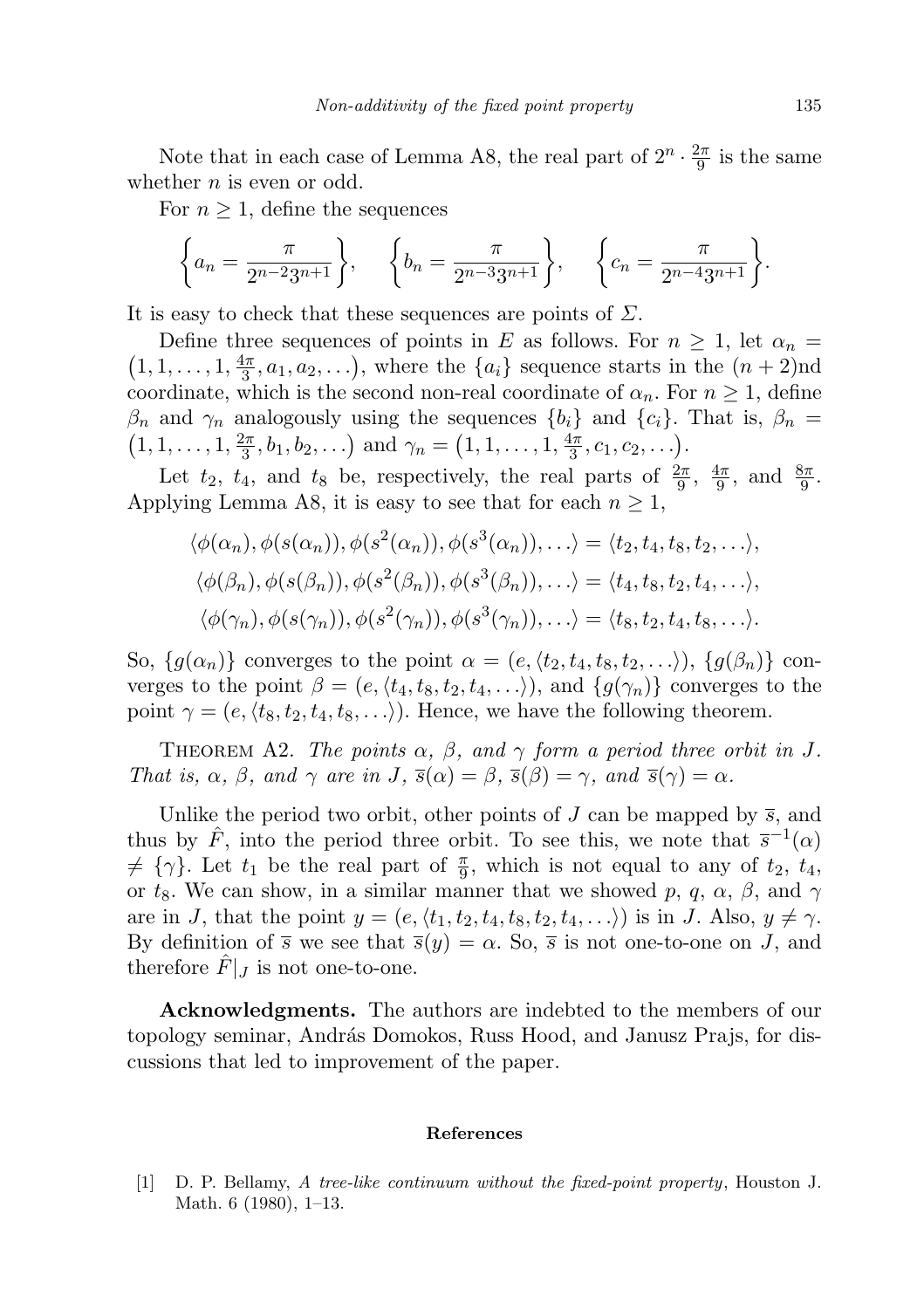Note that in each case of Lemma A8, the real part of $2^n \cdot \frac{2\pi}{9}$ is the same whether $n$ is even or odd.

For $n \geq 1$, define the sequences

$$\left\{a_n = \frac{\pi}{2^{n-2}3^{n+1}}\right\}, \quad \left\{b_n = \frac{\pi}{2^{n-3}3^{n+1}}\right\}, \quad \left\{c_n = \frac{\pi}{2^{n-4}3^{n+1}}\right\}.$$

It is easy to check that these sequences are points of $\Sigma$.

Define three sequences of points in $E$ as follows. For $n \geq 1$, let $\alpha_n = \left(1, 1, \ldots, 1, \frac{4\pi}{3}, a_1, a_2, \ldots\right)$, where the $\{a_i\}$ sequence starts in the $(n+2)$nd coordinate, which is the second non-real coordinate of $\alpha_n$. For $n \geq 1$, define $\beta_n$ and $\gamma_n$ analogously using the sequences $\{b_i\}$ and $\{c_i\}$. That is, $\beta_n = \left(1, 1, \ldots, 1, \frac{2\pi}{3}, b_1, b_2, \ldots\right)$ and $\gamma_n = \left(1, 1, \ldots, 1, \frac{4\pi}{3}, c_1, c_2, \ldots\right)$.

Let $t_2$, $t_4$, and $t_8$ be, respectively, the real parts of $\frac{2\pi}{9}$, $\frac{4\pi}{9}$, and $\frac{8\pi}{9}$. Applying Lemma A8, it is easy to see that for each $n \geq 1$,

$$\langle \phi(\alpha_n), \phi(s(\alpha_n)), \phi(s^2(\alpha_n)), \phi(s^3(\alpha_n)), \ldots \rangle = \langle t_2, t_4, t_8, t_2, \ldots \rangle,$$

$$\langle \phi(\beta_n), \phi(s(\beta_n)), \phi(s^2(\beta_n)), \phi(s^3(\beta_n)), \ldots \rangle = \langle t_4, t_8, t_2, t_4, \ldots \rangle,$$

$$\langle \phi(\gamma_n), \phi(s(\gamma_n)), \phi(s^2(\gamma_n)), \phi(s^3(\gamma_n)), \ldots \rangle = \langle t_8, t_2, t_4, t_8, \ldots \rangle.$$

So, $\{g(\alpha_n)\}$ converges to the point $\alpha = (e, \langle t_2, t_4, t_8, t_2, \ldots \rangle)$, $\{g(\beta_n)\}$ converges to the point $\beta = (e, \langle t_4, t_8, t_2, t_4, \ldots \rangle)$, and $\{g(\gamma_n)\}$ converges to the point $\gamma = (e, \langle t_8, t_2, t_4, t_8, \ldots \rangle)$. Hence, we have the following theorem.

Theorem A2. *The points $\alpha$, $\beta$, and $\gamma$ form a period three orbit in $J$. That is, $\alpha$, $\beta$, and $\gamma$ are in $J$, $\overline{s}(\alpha) = \beta$, $\overline{s}(\beta) = \gamma$, and $\overline{s}(\gamma) = \alpha$.*

Unlike the period two orbit, other points of $J$ can be mapped by $\overline{s}$, and thus by $\hat{F}$, into the period three orbit. To see this, we note that $\overline{s}^{-1}(\alpha) \neq \{\gamma\}$. Let $t_1$ be the real part of $\frac{\pi}{9}$, which is not equal to any of $t_2$, $t_4$, or $t_8$. We can show, in a similar manner that we showed $p$, $q$, $\alpha$, $\beta$, and $\gamma$ are in $J$, that the point $y = (e, \langle t_1, t_2, t_4, t_8, t_2, t_4, \ldots \rangle)$ is in $J$. Also, $y \neq \gamma$. By definition of $\overline{s}$ we see that $\overline{s}(y) = \alpha$. So, $\overline{s}$ is not one-to-one on $J$, and therefore $\hat{F}|_J$ is not one-to-one.

**Acknowledgments.** The authors are indebted to the members of our topology seminar, András Domokos, Russ Hood, and Janusz Prajs, for discussions that led to improvement of the paper.

## References

[1] D. P. Bellamy, *A tree-like continuum without the fixed-point property*, Houston J. Math. 6 (1980), 1–13.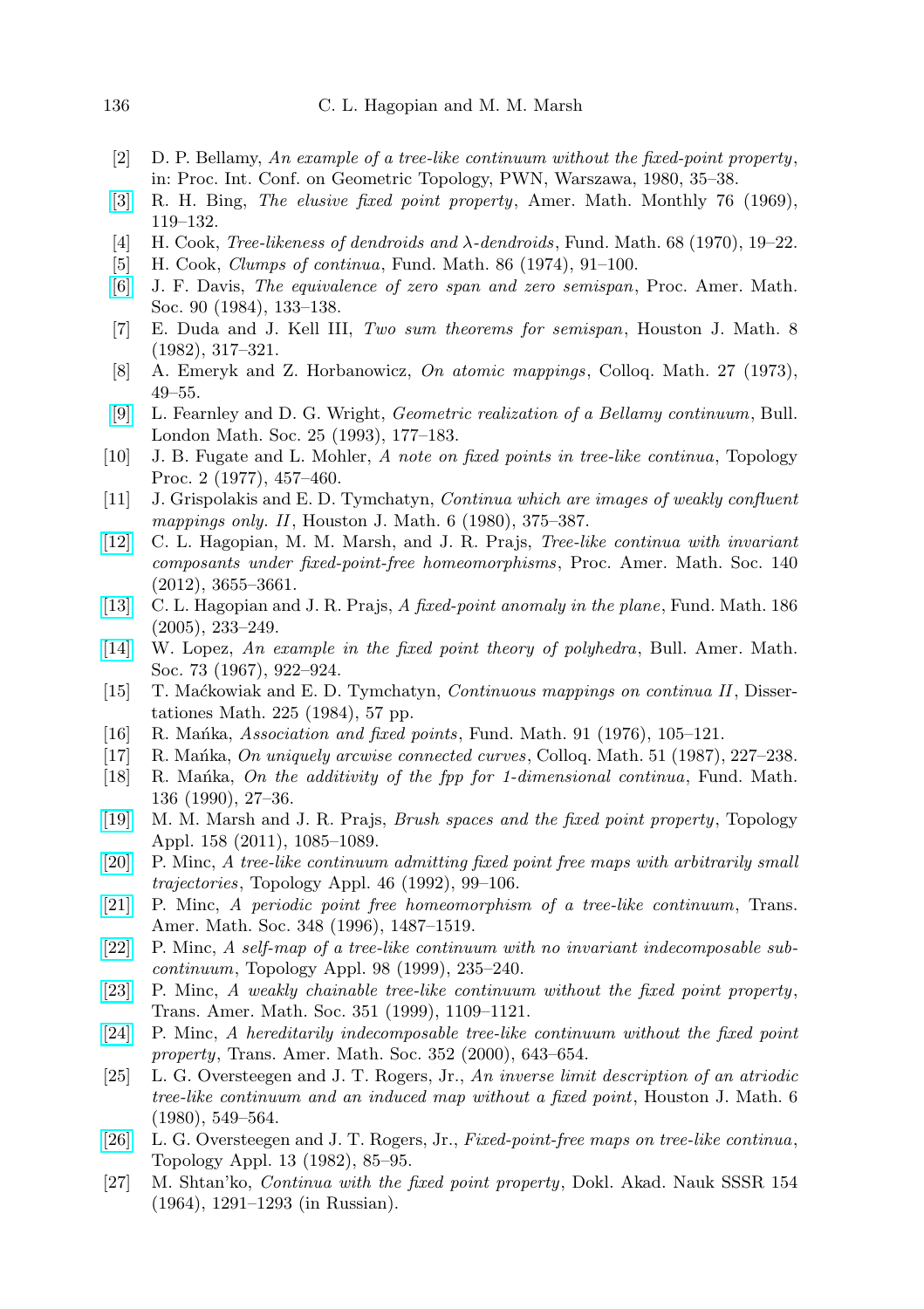[2] D. P. Bellamy, *An example of a tree-like continuum without the fixed-point property*, in: Proc. Int. Conf. on Geometric Topology, PWN, Warszawa, 1980, 35–38.

[3] R. H. Bing, *The elusive fixed point property*, Amer. Math. Monthly 76 (1969), 119–132.

[4] H. Cook, *Tree-likeness of dendroids and λ-dendroids*, Fund. Math. 68 (1970), 19–22.

[5] H. Cook, *Clumps of continua*, Fund. Math. 86 (1974), 91–100.

[6] J. F. Davis, *The equivalence of zero span and zero semispan*, Proc. Amer. Math. Soc. 90 (1984), 133–138.

[7] E. Duda and J. Kell III, *Two sum theorems for semispan*, Houston J. Math. 8 (1982), 317–321.

[8] A. Emeryk and Z. Horbanowicz, *On atomic mappings*, Colloq. Math. 27 (1973), 49–55.

[9] L. Fearnley and D. G. Wright, *Geometric realization of a Bellamy continuum*, Bull. London Math. Soc. 25 (1993), 177–183.

[10] J. B. Fugate and L. Mohler, *A note on fixed points in tree-like continua*, Topology Proc. 2 (1977), 457–460.

[11] J. Grispolakis and E. D. Tymchatyn, *Continua which are images of weakly confluent mappings only. II*, Houston J. Math. 6 (1980), 375–387.

[12] C. L. Hagopian, M. M. Marsh, and J. R. Prajs, *Tree-like continua with invariant composants under fixed-point-free homeomorphisms*, Proc. Amer. Math. Soc. 140 (2012), 3655–3661.

[13] C. L. Hagopian and J. R. Prajs, *A fixed-point anomaly in the plane*, Fund. Math. 186 (2005), 233–249.

[14] W. Lopez, *An example in the fixed point theory of polyhedra*, Bull. Amer. Math. Soc. 73 (1967), 922–924.

[15] T. Maćkowiak and E. D. Tymchatyn, *Continuous mappings on continua II*, Dissertationes Math. 225 (1984), 57 pp.

[16] R. Mańka, *Association and fixed points*, Fund. Math. 91 (1976), 105–121.

[17] R. Mańka, *On uniquely arcwise connected curves*, Colloq. Math. 51 (1987), 227–238.

[18] R. Mańka, *On the additivity of the fpp for 1-dimensional continua*, Fund. Math. 136 (1990), 27–36.

[19] M. M. Marsh and J. R. Prajs, *Brush spaces and the fixed point property*, Topology Appl. 158 (2011), 1085–1089.

[20] P. Minc, *A tree-like continuum admitting fixed point free maps with arbitrarily small trajectories*, Topology Appl. 46 (1992), 99–106.

[21] P. Minc, *A periodic point free homeomorphism of a tree-like continuum*, Trans. Amer. Math. Soc. 348 (1996), 1487–1519.

[22] P. Minc, *A self-map of a tree-like continuum with no invariant indecomposable subcontinuum*, Topology Appl. 98 (1999), 235–240.

[23] P. Minc, *A weakly chainable tree-like continuum without the fixed point property*, Trans. Amer. Math. Soc. 351 (1999), 1109–1121.

[24] P. Minc, *A hereditarily indecomposable tree-like continuum without the fixed point property*, Trans. Amer. Math. Soc. 352 (2000), 643–654.

[25] L. G. Oversteegen and J. T. Rogers, Jr., *An inverse limit description of an atriodic tree-like continuum and an induced map without a fixed point*, Houston J. Math. 6 (1980), 549–564.

[26] L. G. Oversteegen and J. T. Rogers, Jr., *Fixed-point-free maps on tree-like continua*, Topology Appl. 13 (1982), 85–95.

[27] M. Shtan'ko, *Continua with the fixed point property*, Dokl. Akad. Nauk SSSR 154 (1964), 1291–1293 (in Russian).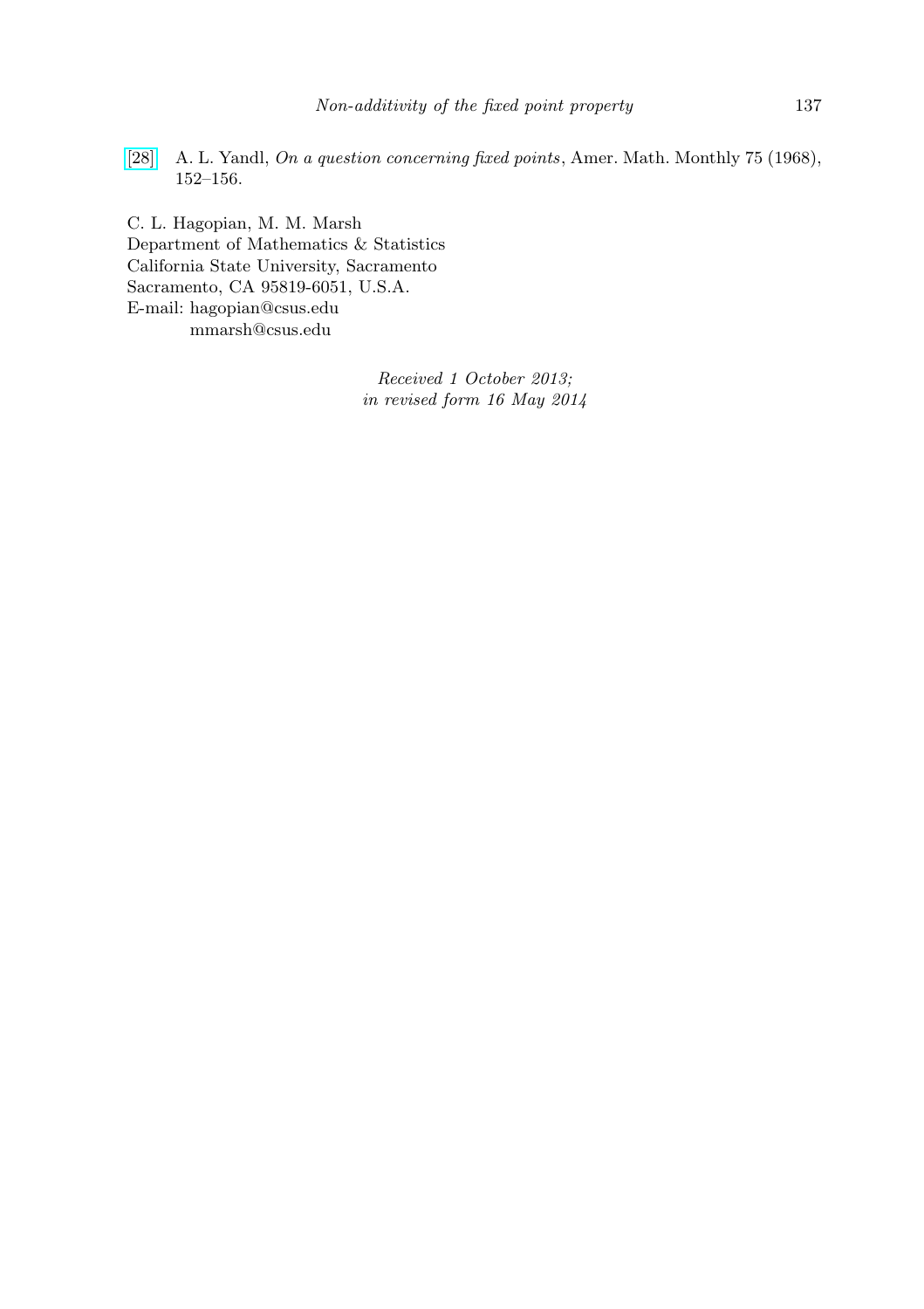[28] A. L. Yandl, *On a question concerning fixed points*, Amer. Math. Monthly 75 (1968), 152–156.

C. L. Hagopian, M. M. Marsh
Department of Mathematics & Statistics
California State University, Sacramento
Sacramento, CA 95819-6051, U.S.A.
E-mail: hagopian@csus.edu
mmarsh@csus.edu

*Received 1 October 2013;*
*in revised form 16 May 2014*